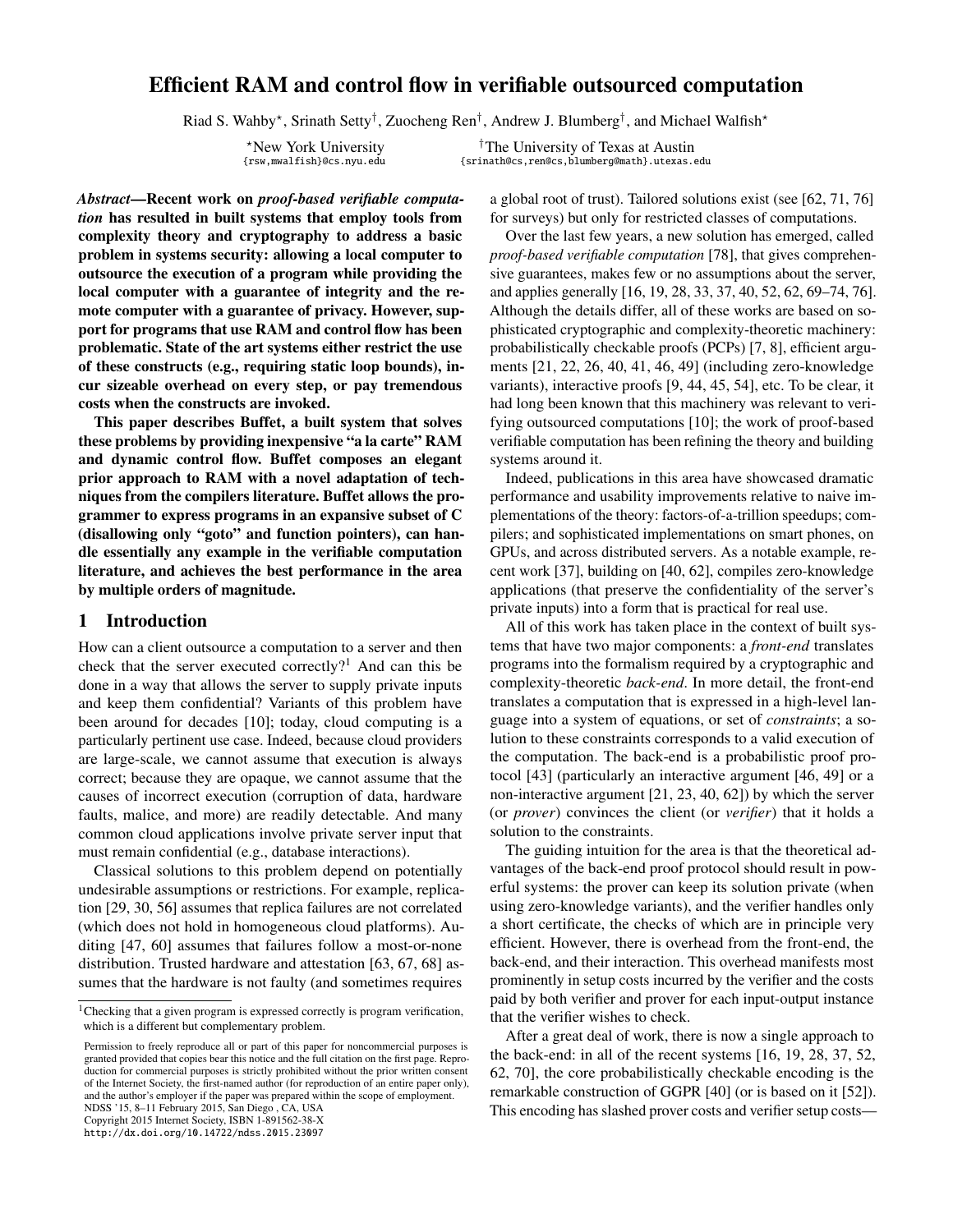# Efficient RAM and control flow in verifiable outsourced computation

Riad S. Wahby[⋆], Srinath Setty[†], Zuocheng Ren[†], Andrew J. Blumberg[†], and Michael Walfish[⋆]

[⋆]New York University
{rsw,mwalfish}@cs.nyu.edu

[†]The University of Texas at Austin
{srinath@cs,ren@cs,blumberg@math}.utexas.edu

***Abstract*—Recent work on *proof-based verifiable computation* has resulted in built systems that employ tools from complexity theory and cryptography to address a basic problem in systems security: allowing a local computer to outsource the execution of a program while providing the local computer with a guarantee of integrity and the remote computer with a guarantee of privacy. However, support for programs that use RAM and control flow has been problematic. State of the art systems either restrict the use of these constructs (e.g., requiring static loop bounds), incur sizeable overhead on every step, or pay tremendous costs when the constructs are invoked.**

**This paper describes Buffet, a built system that solves these problems by providing inexpensive "a la carte" RAM and dynamic control flow. Buffet composes an elegant prior approach to RAM with a novel adaptation of techniques from the compilers literature. Buffet allows the programmer to express programs in an expansive subset of C (disallowing only "goto" and function pointers), can handle essentially any example in the verifiable computation literature, and achieves the best performance in the area by multiple orders of magnitude.**

## 1 Introduction

How can a client outsource a computation to a server and then check that the server executed correctly?[1] And can this be done in a way that allows the server to supply private inputs and keep them confidential? Variants of this problem have been around for decades [10]; today, cloud computing is a particularly pertinent use case. Indeed, because cloud providers are large-scale, we cannot assume that execution is always correct; because they are opaque, we cannot assume that the causes of incorrect execution (corruption of data, hardware faults, malice, and more) are readily detectable. And many common cloud applications involve private server input that must remain confidential (e.g., database interactions).

Classical solutions to this problem depend on potentially undesirable assumptions or restrictions. For example, replication [29, 30, 56] assumes that replica failures are not correlated (which does not hold in homogeneous cloud platforms). Auditing [47, 60] assumes that failures follow a most-or-none distribution. Trusted hardware and attestation [63, 67, 68] assumes that the hardware is not faulty (and sometimes requires a global root of trust). Tailored solutions exist (see [62, 71, 76] for surveys) but only for restricted classes of computations.

Over the last few years, a new solution has emerged, called *proof-based verifiable computation* [78], that gives comprehensive guarantees, makes few or no assumptions about the server, and applies generally [16, 19, 28, 33, 37, 40, 52, 62, 69–74, 76]. Although the details differ, all of these works are based on sophisticated cryptographic and complexity-theoretic machinery: probabilistically checkable proofs (PCPs) [7, 8], efficient arguments [21, 22, 26, 40, 41, 46, 49] (including zero-knowledge variants), interactive proofs [9, 44, 45, 54], etc. To be clear, it had long been known that this machinery was relevant to verifying outsourced computations [10]; the work of proof-based verifiable computation has been refining the theory and building systems around it.

Indeed, publications in this area have showcased dramatic performance and usability improvements relative to naive implementations of the theory: factors-of-a-trillion speedups; compilers; and sophisticated implementations on smart phones, on GPUs, and across distributed servers. As a notable example, recent work [37], building on [40, 62], compiles zero-knowledge applications (that preserve the confidentiality of the server's private inputs) into a form that is practical for real use.

All of this work has taken place in the context of built systems that have two major components: a *front-end* translates programs into the formalism required by a cryptographic and complexity-theoretic *back-end*. In more detail, the front-end translates a computation that is expressed in a high-level language into a system of equations, or set of *constraints*; a solution to these constraints corresponds to a valid execution of the computation. The back-end is a probabilistic proof protocol [43] (particularly an interactive argument [46, 49] or a non-interactive argument [21, 23, 40, 62]) by which the server (or *prover*) convinces the client (or *verifier*) that it holds a solution to the constraints.

The guiding intuition for the area is that the theoretical advantages of the back-end proof protocol should result in powerful systems: the prover can keep its solution private (when using zero-knowledge variants), and the verifier handles only a short certificate, the checks of which are in principle very efficient. However, there is overhead from the front-end, the back-end, and their interaction. This overhead manifests most prominently in setup costs incurred by the verifier and the costs paid by both verifier and prover for each input-output instance that the verifier wishes to check.

After a great deal of work, there is now a single approach to the back-end: in all of the recent systems [16, 19, 28, 37, 52, 62, 70], the core probabilistically checkable encoding is the remarkable construction of GGPR [40] (or is based on it [52]). This encoding has slashed prover costs and verifier setup costs—

[1]Checking that a given program is expressed correctly is program verification, which is a different but complementary problem.

Permission to freely reproduce all or part of this paper for noncommercial purposes is granted provided that copies bear this notice and the full citation on the first page. Reproduction for commercial purposes is strictly prohibited without the prior written consent of the Internet Society, the first-named author (for reproduction of an entire paper only), and the author's employer if the paper was prepared within the scope of employment.
NDSS '15, 8–11 February 2015, San Diego , CA, USA
Copyright 2015 Internet Society, ISBN 1-891562-38-X
http://dx.doi.org/10.14722/ndss.2015.23097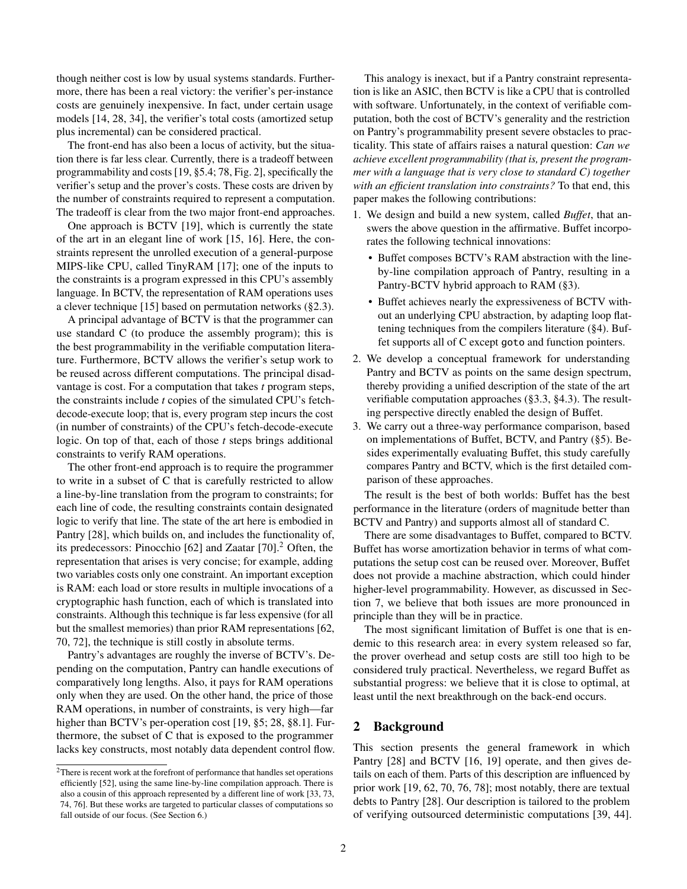though neither cost is low by usual systems standards. Furthermore, there has been a real victory: the verifier's per-instance costs are genuinely inexpensive. In fact, under certain usage models [14, 28, 34], the verifier's total costs (amortized setup plus incremental) can be considered practical.

The front-end has also been a locus of activity, but the situation there is far less clear. Currently, there is a tradeoff between programmability and costs [19, §5.4; 78, Fig. 2], specifically the verifier's setup and the prover's costs. These costs are driven by the number of constraints required to represent a computation. The tradeoff is clear from the two major front-end approaches.

One approach is BCTV [19], which is currently the state of the art in an elegant line of work [15, 16]. Here, the constraints represent the unrolled execution of a general-purpose MIPS-like CPU, called TinyRAM [17]; one of the inputs to the constraints is a program expressed in this CPU's assembly language. In BCTV, the representation of RAM operations uses a clever technique [15] based on permutation networks (§2.3).

A principal advantage of BCTV is that the programmer can use standard C (to produce the assembly program); this is the best programmability in the verifiable computation literature. Furthermore, BCTV allows the verifier's setup work to be reused across different computations. The principal disadvantage is cost. For a computation that takes $t$ program steps, the constraints include $t$ copies of the simulated CPU's fetch-decode-execute loop; that is, every program step incurs the cost (in number of constraints) of the CPU's fetch-decode-execute logic. On top of that, each of those $t$ steps brings additional constraints to verify RAM operations.

The other front-end approach is to require the programmer to write in a subset of C that is carefully restricted to allow a line-by-line translation from the program to constraints; for each line of code, the resulting constraints contain designated logic to verify that line. The state of the art here is embodied in Pantry [28], which builds on, and includes the functionality of, its predecessors: Pinocchio [62] and Zaatar [70].[2] Often, the representation that arises is very concise; for example, adding two variables costs only one constraint. An important exception is RAM: each load or store results in multiple invocations of a cryptographic hash function, each of which is translated into constraints. Although this technique is far less expensive (for all but the smallest memories) than prior RAM representations [62, 70, 72], the technique is still costly in absolute terms.

Pantry's advantages are roughly the inverse of BCTV's. Depending on the computation, Pantry can handle executions of comparatively long lengths. Also, it pays for RAM operations only when they are used. On the other hand, the price of those RAM operations, in number of constraints, is very high—far higher than BCTV's per-operation cost [19, §5; 28, §8.1]. Furthermore, the subset of C that is exposed to the programmer lacks key constructs, most notably data dependent control flow.

[2] There is recent work at the forefront of performance that handles set operations efficiently [52], using the same line-by-line compilation approach. There is also a cousin of this approach represented by a different line of work [33, 73, 74, 76]. But these works are targeted to particular classes of computations so fall outside of our focus. (See Section 6.)

This analogy is inexact, but if a Pantry constraint representation is like an ASIC, then BCTV is like a CPU that is controlled with software. Unfortunately, in the context of verifiable computation, both the cost of BCTV's generality and the restriction on Pantry's programmability present severe obstacles to practicality. This state of affairs raises a natural question: *Can we achieve excellent programmability (that is, present the programmer with a language that is very close to standard C) together with an efficient translation into constraints?* To that end, this paper makes the following contributions:

1. We design and build a new system, called *Buffet*, that answers the above question in the affirmative. Buffet incorporates the following technical innovations:
   - Buffet composes BCTV's RAM abstraction with the line-by-line compilation approach of Pantry, resulting in a Pantry-BCTV hybrid approach to RAM (§3).
   - Buffet achieves nearly the expressiveness of BCTV without an underlying CPU abstraction, by adapting loop flattening techniques from the compilers literature (§4). Buffet supports all of C except `goto` and function pointers.
2. We develop a conceptual framework for understanding Pantry and BCTV as points on the same design spectrum, thereby providing a unified description of the state of the art verifiable computation approaches (§3.3, §4.3). The resulting perspective directly enabled the design of Buffet.
3. We carry out a three-way performance comparison, based on implementations of Buffet, BCTV, and Pantry (§5). Besides experimentally evaluating Buffet, this study carefully compares Pantry and BCTV, which is the first detailed comparison of these approaches.

The result is the best of both worlds: Buffet has the best performance in the literature (orders of magnitude better than BCTV and Pantry) and supports almost all of standard C.

There are some disadvantages to Buffet, compared to BCTV. Buffet has worse amortization behavior in terms of what computations the setup cost can be reused over. Moreover, Buffet does not provide a machine abstraction, which could hinder higher-level programmability. However, as discussed in Section 7, we believe that both issues are more pronounced in principle than they will be in practice.

The most significant limitation of Buffet is one that is endemic to this research area: in every system released so far, the prover overhead and setup costs are still too high to be considered truly practical. Nevertheless, we regard Buffet as substantial progress: we believe that it is close to optimal, at least until the next breakthrough on the back-end occurs.

## 2 Background

This section presents the general framework in which Pantry [28] and BCTV [16, 19] operate, and then gives details on each of them. Parts of this description are influenced by prior work [19, 62, 70, 76, 78]; most notably, there are textual debts to Pantry [28]. Our description is tailored to the problem of verifying outsourced deterministic computations [39, 44].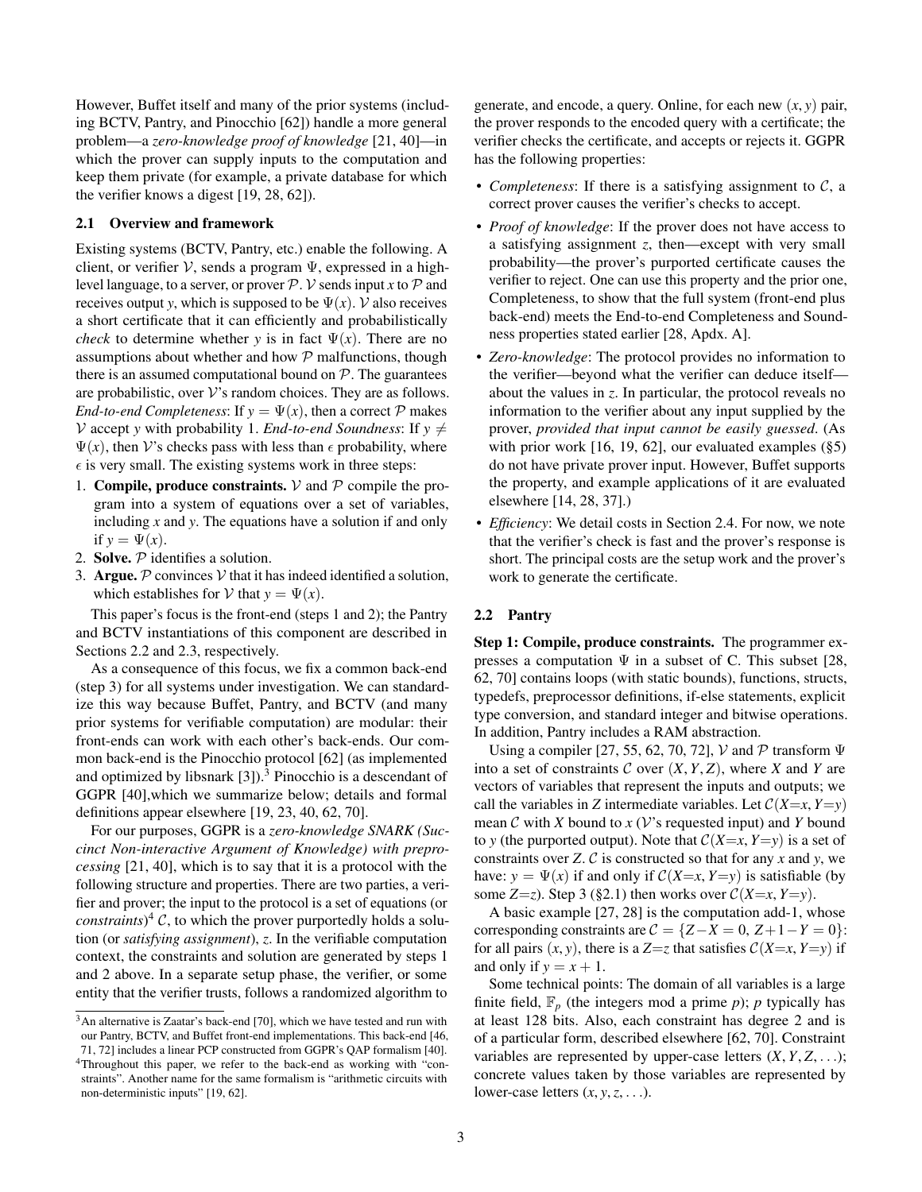However, Buffet itself and many of the prior systems (including BCTV, Pantry, and Pinocchio [62]) handle a more general problem—a *zero-knowledge proof of knowledge* [21, 40]—in which the prover can supply inputs to the computation and keep them private (for example, a private database for which the verifier knows a digest [19, 28, 62]).

### 2.1 Overview and framework

Existing systems (BCTV, Pantry, etc.) enable the following. A client, or verifier $\mathcal{V}$, sends a program $\Psi$, expressed in a high-level language, to a server, or prover $\mathcal{P}$. $\mathcal{V}$ sends input $x$ to $\mathcal{P}$ and receives output $y$, which is supposed to be $\Psi(x)$. $\mathcal{V}$ also receives a short certificate that it can efficiently and probabilistically *check* to determine whether $y$ is in fact $\Psi(x)$. There are no assumptions about whether and how $\mathcal{P}$ malfunctions, though there is an assumed computational bound on $\mathcal{P}$. The guarantees are probabilistic, over $\mathcal{V}$'s random choices. They are as follows. *End-to-end Completeness*: If $y = \Psi(x)$, then a correct $\mathcal{P}$ makes $\mathcal{V}$ accept $y$ with probability 1. *End-to-end Soundness*: If $y \neq \Psi(x)$, then $\mathcal{V}$'s checks pass with less than $\epsilon$ probability, where $\epsilon$ is very small. The existing systems work in three steps:

1. **Compile, produce constraints.** $\mathcal{V}$ and $\mathcal{P}$ compile the program into a system of equations over a set of variables, including $x$ and $y$. The equations have a solution if and only if $y = \Psi(x)$.
2. **Solve.** $\mathcal{P}$ identifies a solution.
3. **Argue.** $\mathcal{P}$ convinces $\mathcal{V}$ that it has indeed identified a solution, which establishes for $\mathcal{V}$ that $y = \Psi(x)$.

This paper's focus is the front-end (steps 1 and 2); the Pantry and BCTV instantiations of this component are described in Sections 2.2 and 2.3, respectively.

As a consequence of this focus, we fix a common back-end (step 3) for all systems under investigation. We can standardize this way because Buffet, Pantry, and BCTV (and many prior systems for verifiable computation) are modular: their front-ends can work with each other's back-ends. Our common back-end is the Pinocchio protocol [62] (as implemented and optimized by libsnark [3]).[3] Pinocchio is a descendant of GGPR [40],which we summarize below; details and formal definitions appear elsewhere [19, 23, 40, 62, 70].

For our purposes, GGPR is a *zero-knowledge SNARK (Succinct Non-interactive Argument of Knowledge) with preprocessing* [21, 40], which is to say that it is a protocol with the following structure and properties. There are two parties, a verifier and prover; the input to the protocol is a set of equations (or *constraints*)[4] $\mathcal{C}$, to which the prover purportedly holds a solution (or *satisfying assignment*), $z$. In the verifiable computation context, the constraints and solution are generated by steps 1 and 2 above. In a separate setup phase, the verifier, or some entity that the verifier trusts, follows a randomized algorithm to generate, and encode, a query. Online, for each new $(x, y)$ pair, the prover responds to the encoded query with a certificate; the verifier checks the certificate, and accepts or rejects it. GGPR has the following properties:

- *Completeness*: If there is a satisfying assignment to $\mathcal{C}$, a correct prover causes the verifier's checks to accept.
- *Proof of knowledge*: If the prover does not have access to a satisfying assignment $z$, then—except with very small probability—the prover's purported certificate causes the verifier to reject. One can use this property and the prior one, Completeness, to show that the full system (front-end plus back-end) meets the End-to-end Completeness and Soundness properties stated earlier [28, Apdx. A].
- *Zero-knowledge*: The protocol provides no information to the verifier—beyond what the verifier can deduce itself—about the values in $z$. In particular, the protocol reveals no information to the verifier about any input supplied by the prover, *provided that input cannot be easily guessed.* (As with prior work [16, 19, 62], our evaluated examples (§5) do not have private prover input. However, Buffet supports the property, and example applications of it are evaluated elsewhere [14, 28, 37].)
- *Efficiency*: We detail costs in Section 2.4. For now, we note that the verifier's check is fast and the prover's response is short. The principal costs are the setup work and the prover's work to generate the certificate.

### 2.2 Pantry

**Step 1: Compile, produce constraints.** The programmer expresses a computation $\Psi$ in a subset of C. This subset [28, 62, 70] contains loops (with static bounds), functions, structs, typedefs, preprocessor definitions, if-else statements, explicit type conversion, and standard integer and bitwise operations. In addition, Pantry includes a RAM abstraction.

Using a compiler [27, 55, 62, 70, 72], $\mathcal{V}$ and $\mathcal{P}$ transform $\Psi$ into a set of constraints $\mathcal{C}$ over $(X, Y, Z)$, where $X$ and $Y$ are vectors of variables that represent the inputs and outputs; we call the variables in $Z$ intermediate variables. Let $\mathcal{C}(X{=}x, Y{=}y)$ mean $\mathcal{C}$ with $X$ bound to $x$ ($\mathcal{V}$'s requested input) and $Y$ bound to $y$ (the purported output). Note that $\mathcal{C}(X{=}x, Y{=}y)$ is a set of constraints over $Z$. $\mathcal{C}$ is constructed so that for any $x$ and $y$, we have: $y = \Psi(x)$ if and only if $\mathcal{C}(X{=}x, Y{=}y)$ is satisfiable (by some $Z{=}z$). Step 3 (§2.1) then works over $\mathcal{C}(X{=}x, Y{=}y)$.

A basic example [27, 28] is the computation add-1, whose corresponding constraints are $\mathcal{C} = \{Z - X = 0,\ Z + 1 - Y = 0\}$: for all pairs $(x, y)$, there is a $Z{=}z$ that satisfies $\mathcal{C}(X{=}x, Y{=}y)$ if and only if $y = x + 1$.

Some technical points: The domain of all variables is a large finite field, $\mathbb{F}_p$ (the integers mod a prime $p$); $p$ typically has at least 128 bits. Also, each constraint has degree 2 and is of a particular form, described elsewhere [62, 70]. Constraint variables are represented by upper-case letters $(X, Y, Z, \ldots)$; concrete values taken by those variables are represented by lower-case letters $(x, y, z, \ldots)$.

[3] An alternative is Zaatar's back-end [70], which we have tested and run with our Pantry, BCTV, and Buffet front-end implementations. This back-end [46, 71, 72] includes a linear PCP constructed from GGPR's QAP formalism [40].

[4] Throughout this paper, we refer to the back-end as working with "constraints". Another name for the same formalism is "arithmetic circuits with non-deterministic inputs" [19, 62].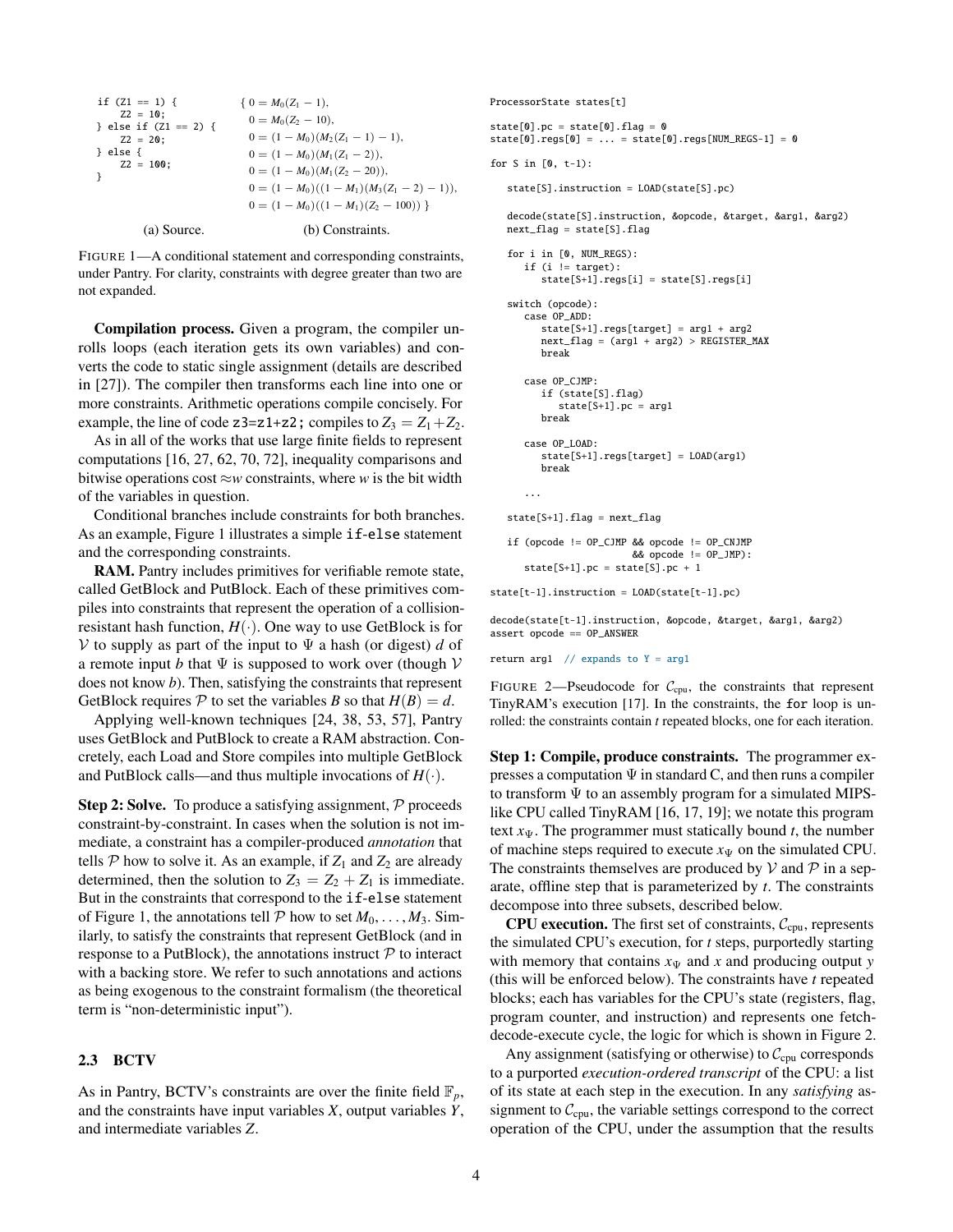```
if (Z1 == 1) {
    Z2 = 10;
} else if (Z1 == 2) {
    Z2 = 20;
} else {
    Z2 = 100;
}
```

(a) Source.

$$
\{\, 0 = M_0(Z_1 - 1),\\
0 = M_0(Z_2 - 10),\\
0 = (1 - M_0)(M_2(Z_1 - 1) - 1),\\
0 = (1 - M_0)(M_1(Z_1 - 2)),\\
0 = (1 - M_0)(M_1(Z_2 - 20)),\\
0 = (1 - M_0)((1 - M_1)(M_3(Z_1 - 2) - 1)),\\
0 = (1 - M_0)((1 - M_1)(Z_2 - 100)) \,\}
$$

(b) Constraints.

FIGURE 1—A conditional statement and corresponding constraints, under Pantry. For clarity, constraints with degree greater than two are not expanded.

**Compilation process.** Given a program, the compiler unrolls loops (each iteration gets its own variables) and converts the code to static single assignment (details are described in [27]). The compiler then transforms each line into one or more constraints. Arithmetic operations compile concisely. For example, the line of code `z3=z1+z2;` compiles to $Z_3 = Z_1 + Z_2$.

As in all of the works that use large finite fields to represent computations [16, 27, 62, 70, 72], inequality comparisons and bitwise operations cost $\approx w$ constraints, where $w$ is the bit width of the variables in question.

Conditional branches include constraints for both branches. As an example, Figure 1 illustrates a simple `if-else` statement and the corresponding constraints.

**RAM.** Pantry includes primitives for verifiable remote state, called GetBlock and PutBlock. Each of these primitives compiles into constraints that represent the operation of a collision-resistant hash function, $H(\cdot)$. One way to use GetBlock is for $\mathcal{V}$ to supply as part of the input to $\Psi$ a hash (or digest) $d$ of a remote input $b$ that $\Psi$ is supposed to work over (though $\mathcal{V}$ does not know $b$). Then, satisfying the constraints that represent GetBlock requires $\mathcal{P}$ to set the variables $B$ so that $H(B) = d$.

Applying well-known techniques [24, 38, 53, 57], Pantry uses GetBlock and PutBlock to create a RAM abstraction. Concretely, each Load and Store compiles into multiple GetBlock and PutBlock calls—and thus multiple invocations of $H(\cdot)$.

**Step 2: Solve.** To produce a satisfying assignment, $\mathcal{P}$ proceeds constraint-by-constraint. In cases when the solution is not immediate, a constraint has a compiler-produced *annotation* that tells $\mathcal{P}$ how to solve it. As an example, if $Z_1$ and $Z_2$ are already determined, then the solution to $Z_3 = Z_2 + Z_1$ is immediate. But in the constraints that correspond to the `if-else` statement of Figure 1, the annotations tell $\mathcal{P}$ how to set $M_0, \ldots, M_3$. Similarly, to satisfy the constraints that represent GetBlock (and in response to a PutBlock), the annotations instruct $\mathcal{P}$ to interact with a backing store. We refer to such annotations and actions as being exogenous to the constraint formalism (the theoretical term is "non-deterministic input").

### 2.3 BCTV

As in Pantry, BCTV's constraints are over the finite field $\mathbb{F}_p$, and the constraints have input variables $X$, output variables $Y$, and intermediate variables $Z$.

```
ProcessorState states[t]

state[0].pc = state[0].flag = 0
state[0].regs[0] = ... = state[0].regs[NUM_REGS-1] = 0

for S in [0, t-1):

   state[S].instruction = LOAD(state[S].pc)

   decode(state[S].instruction, &opcode, &target, &arg1, &arg2)
   next_flag = state[S].flag

   for i in [0, NUM_REGS):
      if (i != target):
         state[S+1].regs[i] = state[S].regs[i]

   switch (opcode):
      case OP_ADD:
         state[S+1].regs[target] = arg1 + arg2
         next_flag = (arg1 + arg2) > REGISTER_MAX
         break

      case OP_CJMP:
         if (state[S].flag)
            state[S+1].pc = arg1
         break

      case OP_LOAD:
         state[S+1].regs[target] = LOAD(arg1)
         break

      ...

   state[S+1].flag = next_flag

   if (opcode != OP_CJMP && opcode != OP_CNJMP
                         && opcode != OP_JMP):
      state[S+1].pc = state[S].pc + 1

state[t-1].instruction = LOAD(state[t-1].pc)

decode(state[t-1].instruction, &opcode, &target, &arg1, &arg2)
assert opcode == OP_ANSWER

return arg1  // expands to Y = arg1
```

FIGURE 2—Pseudocode for $\mathcal{C}_{\text{cpu}}$, the constraints that represent TinyRAM's execution [17]. In the constraints, the `for` loop is unrolled: the constraints contain $t$ repeated blocks, one for each iteration.

**Step 1: Compile, produce constraints.** The programmer expresses a computation $\Psi$ in standard C, and then runs a compiler to transform $\Psi$ to an assembly program for a simulated MIPS-like CPU called TinyRAM [16, 17, 19]; we notate this program text $x_\Psi$. The programmer must statically bound $t$, the number of machine steps required to execute $x_\Psi$ on the simulated CPU. The constraints themselves are produced by $\mathcal{V}$ and $\mathcal{P}$ in a separate, offline step that is parameterized by $t$. The constraints decompose into three subsets, described below.

**CPU execution.** The first set of constraints, $\mathcal{C}_{\text{cpu}}$, represents the simulated CPU's execution, for $t$ steps, purportedly starting with memory that contains $x_\Psi$ and $x$ and producing output $y$ (this will be enforced below). The constraints have $t$ repeated blocks; each has variables for the CPU's state (registers, flag, program counter, and instruction) and represents one fetch-decode-execute cycle, the logic for which is shown in Figure 2.

Any assignment (satisfying or otherwise) to $\mathcal{C}_{\text{cpu}}$ corresponds to a purported *execution-ordered transcript* of the CPU: a list of its state at each step in the execution. In any *satisfying* assignment to $\mathcal{C}_{\text{cpu}}$, the variable settings correspond to the correct operation of the CPU, under the assumption that the results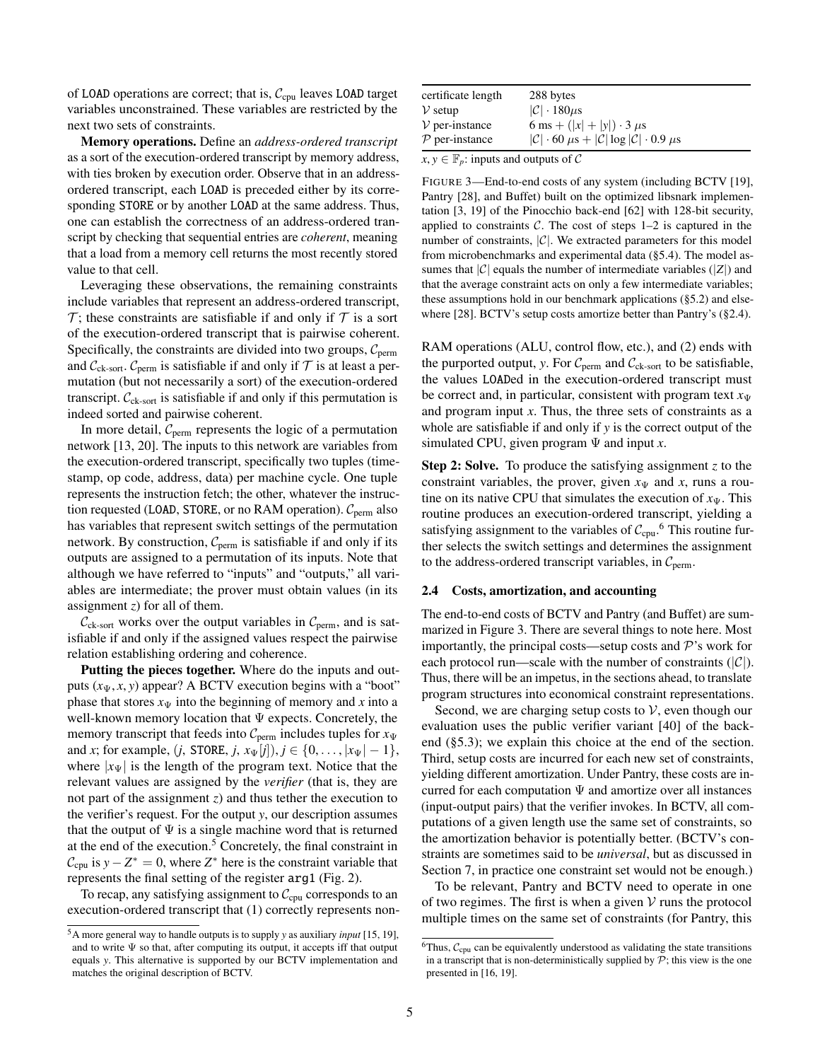of LOAD operations are correct; that is, $\mathcal{C}_{\text{cpu}}$ leaves LOAD target variables unconstrained. These variables are restricted by the next two sets of constraints.

**Memory operations.** Define an *address-ordered transcript* as a sort of the execution-ordered transcript by memory address, with ties broken by execution order. Observe that in an address-ordered transcript, each LOAD is preceded either by its corresponding STORE or by another LOAD at the same address. Thus, one can establish the correctness of an address-ordered transcript by checking that sequential entries are *coherent*, meaning that a load from a memory cell returns the most recently stored value to that cell.

Leveraging these observations, the remaining constraints include variables that represent an address-ordered transcript, $\mathcal{T}$; these constraints are satisfiable if and only if $\mathcal{T}$ is a sort of the execution-ordered transcript that is pairwise coherent. Specifically, the constraints are divided into two groups, $\mathcal{C}_{\text{perm}}$ and $\mathcal{C}_{\text{ck-sort}}$. $\mathcal{C}_{\text{perm}}$ is satisfiable if and only if $\mathcal{T}$ is at least a permutation (but not necessarily a sort) of the execution-ordered transcript. $\mathcal{C}_{\text{ck-sort}}$ is satisfiable if and only if this permutation is indeed sorted and pairwise coherent.

In more detail, $\mathcal{C}_{\text{perm}}$ represents the logic of a permutation network [13, 20]. The inputs to this network are variables from the execution-ordered transcript, specifically two tuples (timestamp, op code, address, data) per machine cycle. One tuple represents the instruction fetch; the other, whatever the instruction requested (LOAD, STORE, or no RAM operation). $\mathcal{C}_{\text{perm}}$ also has variables that represent switch settings of the permutation network. By construction, $\mathcal{C}_{\text{perm}}$ is satisfiable if and only if its outputs are assigned to a permutation of its inputs. Note that although we have referred to "inputs" and "outputs," all variables are intermediate; the prover must obtain values (in its assignment $z$) for all of them.

$\mathcal{C}_{\text{ck-sort}}$ works over the output variables in $\mathcal{C}_{\text{perm}}$, and is satisfiable if and only if the assigned values respect the pairwise relation establishing ordering and coherence.

**Putting the pieces together.** Where do the inputs and outputs $(x_\Psi, x, y)$ appear? A BCTV execution begins with a "boot" phase that stores $x_\Psi$ into the beginning of memory and $x$ into a well-known memory location that $\Psi$ expects. Concretely, the memory transcript that feeds into $\mathcal{C}_{\text{perm}}$ includes tuples for $x_\Psi$ and $x$; for example, $(j, \texttt{STORE}, j, x_\Psi[j]), j \in \{0, \ldots, |x_\Psi| - 1\}$, where $|x_\Psi|$ is the length of the program text. Notice that the relevant values are assigned by the *verifier* (that is, they are not part of the assignment $z$) and thus tether the execution to the verifier's request. For the output $y$, our description assumes that the output of $\Psi$ is a single machine word that is returned at the end of the execution.[5] Concretely, the final constraint in $\mathcal{C}_{\text{cpu}}$ is $y - Z^* = 0$, where $Z^*$ here is the constraint variable that represents the final setting of the register arg1 (Fig. 2).

To recap, any satisfying assignment to $\mathcal{C}_{\text{cpu}}$ corresponds to an execution-ordered transcript that (1) correctly represents non-RAM operations (ALU, control flow, etc.), and (2) ends with the purported output, $y$. For $\mathcal{C}_{\text{perm}}$ and $\mathcal{C}_{\text{ck-sort}}$ to be satisfiable, the values LOADed in the execution-ordered transcript must be correct and, in particular, consistent with program text $x_\Psi$ and program input $x$. Thus, the three sets of constraints as a whole are satisfiable if and only if $y$ is the correct output of the simulated CPU, given program $\Psi$ and input $x$.

**Step 2: Solve.** To produce the satisfying assignment $z$ to the constraint variables, the prover, given $x_\Psi$ and $x$, runs a routine on its native CPU that simulates the execution of $x_\Psi$. This routine produces an execution-ordered transcript, yielding a satisfying assignment to the variables of $\mathcal{C}_{\text{cpu}}$.[6] This routine further selects the switch settings and determines the assignment to the address-ordered transcript variables, in $\mathcal{C}_{\text{perm}}$.

[5] A more general way to handle outputs is to supply $y$ as auxiliary *input* [15, 19], and to write $\Psi$ so that, after computing its output, it accepts iff that output equals $y$. This alternative is supported by our BCTV implementation and matches the original description of BCTV.

| | |
|---|---|
| certificate length | 288 bytes |
| $\mathcal{V}$ setup | $\lvert\mathcal{C}\rvert \cdot 180\mu$s |
| $\mathcal{V}$ per-instance | 6 ms $+ (\lvert x\rvert + \lvert y\rvert) \cdot 3\ \mu$s |
| $\mathcal{P}$ per-instance | $\lvert\mathcal{C}\rvert \cdot 60\ \mu\text{s} + \lvert\mathcal{C}\rvert \log \lvert\mathcal{C}\rvert \cdot 0.9\ \mu$s |

$x, y \in \mathbb{F}_p$: inputs and outputs of $\mathcal{C}$

FIGURE 3—End-to-end costs of any system (including BCTV [19], Pantry [28], and Buffet) built on the optimized libsnark implementation [3, 19] of the Pinocchio back-end [62] with 128-bit security, applied to constraints $\mathcal{C}$. The cost of steps 1–2 is captured in the number of constraints, $|\mathcal{C}|$. We extracted parameters for this model from microbenchmarks and experimental data (§5.4). The model assumes that $|\mathcal{C}|$ equals the number of intermediate variables ($|Z|$) and that the average constraint acts on only a few intermediate variables; these assumptions hold in our benchmark applications (§5.2) and elsewhere [28]. BCTV's setup costs amortize better than Pantry's (§2.4).

## 2.4 Costs, amortization, and accounting

The end-to-end costs of BCTV and Pantry (and Buffet) are summarized in Figure 3. There are several things to note here. Most importantly, the principal costs—setup costs and $\mathcal{P}$'s work for each protocol run—scale with the number of constraints ($|\mathcal{C}|$). Thus, there will be an impetus, in the sections ahead, to translate program structures into economical constraint representations.

Second, we are charging setup costs to $\mathcal{V}$, even though our evaluation uses the public verifier variant [40] of the back-end (§5.3); we explain this choice at the end of the section. Third, setup costs are incurred for each new set of constraints, yielding different amortization. Under Pantry, these costs are incurred for each computation $\Psi$ and amortize over all instances (input-output pairs) that the verifier invokes. In BCTV, all computations of a given length use the same set of constraints, so the amortization behavior is potentially better. (BCTV's constraints are sometimes said to be *universal*, but as discussed in Section 7, in practice one constraint set would not be enough.)

To be relevant, Pantry and BCTV need to operate in one of two regimes. The first is when a given $\mathcal{V}$ runs the protocol multiple times on the same set of constraints (for Pantry, this

[6] Thus, $\mathcal{C}_{\text{cpu}}$ can be equivalently understood as validating the state transitions in a transcript that is non-deterministically supplied by $\mathcal{P}$; this view is the one presented in [16, 19].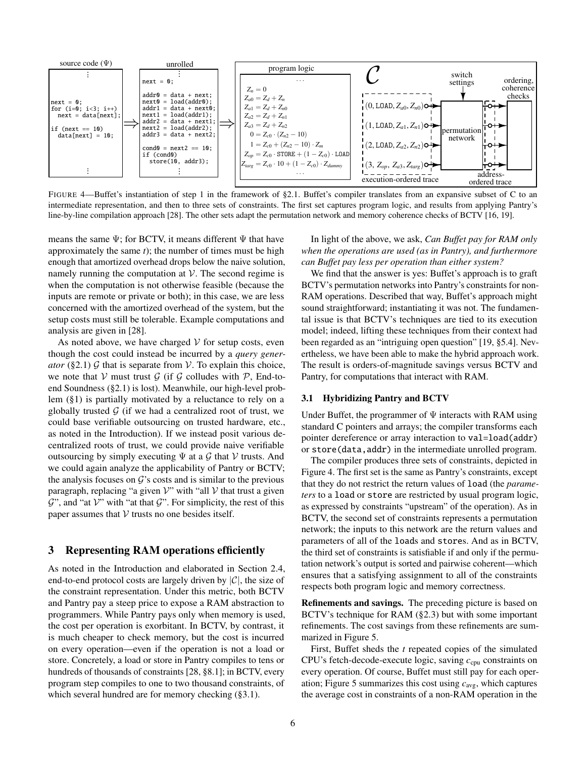```
source code (Ψ)
⋮
next = 0;
for (i=0; i<3; i++)
  next = data[next];

if (next == 10)
  data[next] = 10;
⋮
```

```
unrolled
⋮
next = 0;

addr0 = data + next;
next0 = load(addr0);
addr1 = data + next0;
next1 = load(addr1);
addr2 = data + next1;
next2 = load(addr2);
addr3 = data + next2;

cond0 = next2 == 10;
if (cond0)
  store(10, addr3);
⋮
```

program logic

$$Z_n = 0$$
$$Z_{a0} = Z_d + Z_n$$
$$Z_{a1} = Z_d + Z_{n0}$$
$$Z_{a2} = Z_d + Z_{n1}$$
$$Z_{a3} = Z_d + Z_{n2}$$
$$0 = Z_{c0} \cdot (Z_{n2} - 10)$$
$$1 = Z_{c0} + (Z_{n2} - 10) \cdot Z_m$$
$$Z_{op} = Z_{c0} \cdot \texttt{STORE} + (1 - Z_{c0}) \cdot \texttt{LOAD}$$
$$Z_{targ} = Z_{c0} \cdot 10 + (1 - Z_{c0}) \cdot Z_{dummy}$$

$\mathcal{C}$

execution-ordered trace: $(0, \texttt{LOAD}, Z_{a0}, Z_{n0})$, $(1, \texttt{LOAD}, Z_{a1}, Z_{n1})$, $(2, \texttt{LOAD}, Z_{a2}, Z_{n2})$, $(3, Z_{op}, Z_{a3}, Z_{targ})$ → permutation network (switch settings) → address-ordered trace → ordering, coherence checks

FIGURE 4—Buffet's instantiation of step 1 in the framework of §2.1. Buffet's compiler translates from an expansive subset of C to an intermediate representation, and then to three sets of constraints. The first set captures program logic, and results from applying Pantry's line-by-line compilation approach [28]. The other sets adapt the permutation network and memory coherence checks of BCTV [16, 19].

means the same $\Psi$; for BCTV, it means different $\Psi$ that have approximately the same $t$); the number of times must be high enough that amortized overhead drops below the naive solution, namely running the computation at $\mathcal{V}$. The second regime is when the computation is not otherwise feasible (because the inputs are remote or private or both); in this case, we are less concerned with the amortized overhead of the system, but the setup costs must still be tolerable. Example computations and analysis are given in [28].

As noted above, we have charged $\mathcal{V}$ for setup costs, even though the cost could instead be incurred by a *query generator* (§2.1) $\mathcal{G}$ that is separate from $\mathcal{V}$. To explain this choice, we note that $\mathcal{V}$ must trust $\mathcal{G}$ (if $\mathcal{G}$ colludes with $\mathcal{P}$, End-to-end Soundness (§2.1) is lost). Meanwhile, our high-level problem (§1) is partially motivated by a reluctance to rely on a globally trusted $\mathcal{G}$ (if we had a centralized root of trust, we could base verifiable outsourcing on trusted hardware, etc., as noted in the Introduction). If we instead posit various decentralized roots of trust, we could provide naive verifiable outsourcing by simply executing $\Psi$ at a $\mathcal{G}$ that $\mathcal{V}$ trusts. And we could again analyze the applicability of Pantry or BCTV; the analysis focuses on $\mathcal{G}$'s costs and is similar to the previous paragraph, replacing "a given $\mathcal{V}$" with "all $\mathcal{V}$ that trust a given $\mathcal{G}$", and "at $\mathcal{V}$" with "at that $\mathcal{G}$". For simplicity, the rest of this paper assumes that $\mathcal{V}$ trusts no one besides itself.

## 3 Representing RAM operations efficiently

As noted in the Introduction and elaborated in Section 2.4, end-to-end protocol costs are largely driven by $|\mathcal{C}|$, the size of the constraint representation. Under this metric, both BCTV and Pantry pay a steep price to expose a RAM abstraction to programmers. While Pantry pays only when memory is used, the cost per operation is exorbitant. In BCTV, by contrast, it is much cheaper to check memory, but the cost is incurred on every operation—even if the operation is not a load or store. Concretely, a load or store in Pantry compiles to tens or hundreds of thousands of constraints [28, §8.1]; in BCTV, every program step compiles to one to two thousand constraints, of which several hundred are for memory checking (§3.1).

In light of the above, we ask, *Can Buffet pay for RAM only when the operations are used (as in Pantry), and furthermore can Buffet pay less per operation than either system?*

We find that the answer is yes: Buffet's approach is to graft BCTV's permutation networks into Pantry's constraints for non-RAM operations. Described that way, Buffet's approach might sound straightforward; instantiating it was not. The fundamental issue is that BCTV's techniques are tied to its execution model; indeed, lifting these techniques from their context had been regarded as an "intriguing open question" [19, §5.4]. Nevertheless, we have been able to make the hybrid approach work. The result is orders-of-magnitude savings versus BCTV and Pantry, for computations that interact with RAM.

### 3.1 Hybridizing Pantry and BCTV

Under Buffet, the programmer of $\Psi$ interacts with RAM using standard C pointers and arrays; the compiler transforms each pointer dereference or array interaction to `val=load(addr)` or `store(data,addr)` in the intermediate unrolled program.

The compiler produces three sets of constraints, depicted in Figure 4. The first set is the same as Pantry's constraints, except that they do not restrict the return values of `load` (the *parameters* to a `load` or `store` are restricted by usual program logic, as expressed by constraints "upstream" of the operation). As in BCTV, the second set of constraints represents a permutation network; the inputs to this network are the return values and parameters of all of the `load`s and `store`s. And as in BCTV, the third set of constraints is satisfiable if and only if the permutation network's output is sorted and pairwise coherent—which ensures that a satisfying assignment to all of the constraints respects both program logic and memory correctness.

**Refinements and savings.** The preceding picture is based on BCTV's technique for RAM (§2.3) but with some important refinements. The cost savings from these refinements are summarized in Figure 5.

First, Buffet sheds the $t$ repeated copies of the simulated CPU's fetch-decode-execute logic, saving $c_{\text{cpu}}$ constraints on every operation. Of course, Buffet must still pay for each operation; Figure 5 summarizes this cost using $c_{\text{avg}}$, which captures the average cost in constraints of a non-RAM operation in the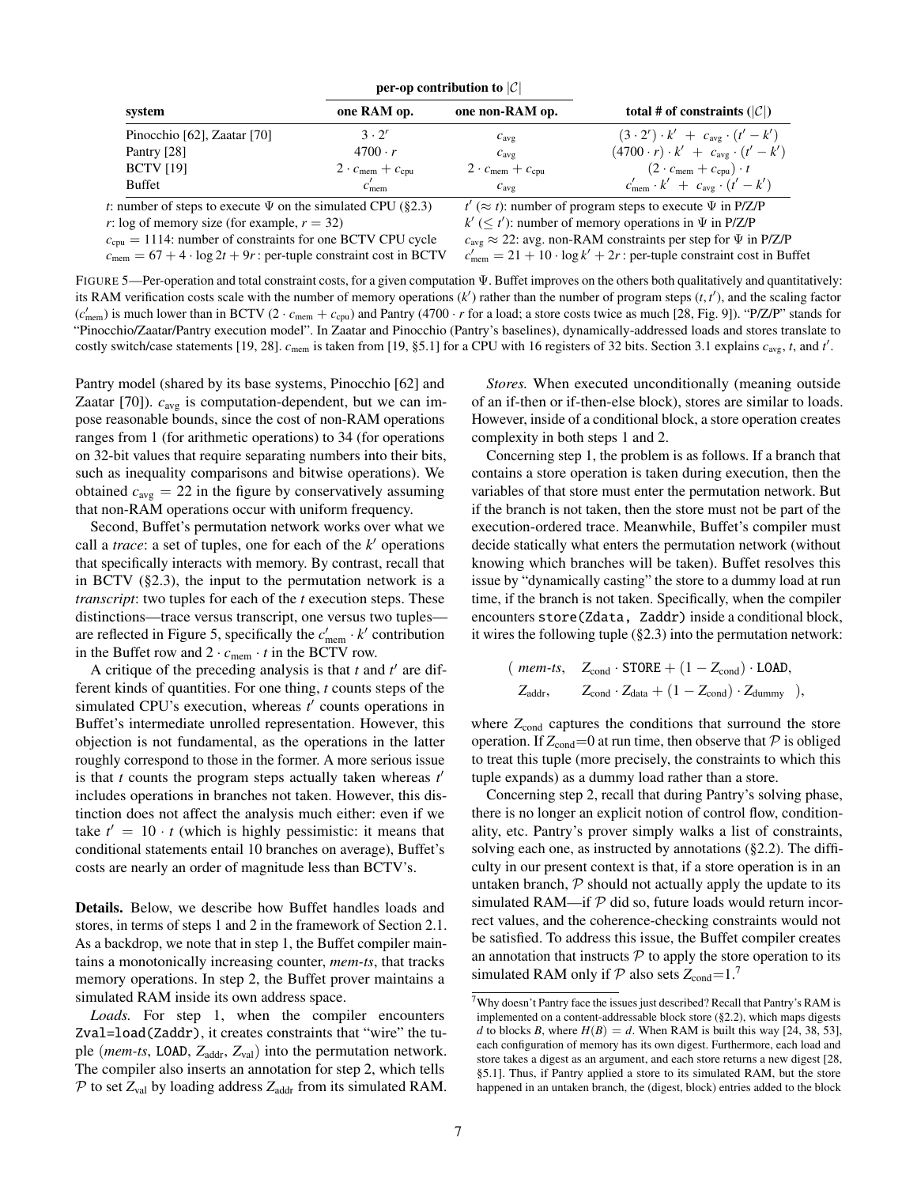| system | per-op contribution to $\|\mathcal{C}\|$: one RAM op. | one non-RAM op. | total # of constraints ($\|\mathcal{C}\|$) |
|---|---|---|---|
| Pinocchio [62], Zaatar [70] | $3 \cdot 2^r$ | $c_{\text{avg}}$ | $(3 \cdot 2^r) \cdot k' + c_{\text{avg}} \cdot (t' - k')$ |
| Pantry [28] | $4700 \cdot r$ | $c_{\text{avg}}$ | $(4700 \cdot r) \cdot k' + c_{\text{avg}} \cdot (t' - k')$ |
| BCTV [19] | $2 \cdot c_{\text{mem}} + c_{\text{cpu}}$ | $2 \cdot c_{\text{mem}} + c_{\text{cpu}}$ | $(2 \cdot c_{\text{mem}} + c_{\text{cpu}}) \cdot t$ |
| Buffet | $c'_{\text{mem}}$ | $c_{\text{avg}}$ | $c'_{\text{mem}} \cdot k' + c_{\text{avg}} \cdot (t' - k')$ |

$t$: number of steps to execute $\Psi$ on the simulated CPU (§2.3)
$r$: log of memory size (for example, $r = 32$)
$c_{\text{cpu}} = 1114$: number of constraints for one BCTV CPU cycle
$c_{\text{mem}} = 67 + 4 \cdot \log 2t + 9r$: per-tuple constraint cost in BCTV
$t'$ ($\approx t$): number of program steps to execute $\Psi$ in P/Z/P
$k'$ ($\leq t'$): number of memory operations in $\Psi$ in P/Z/P
$c_{\text{avg}} \approx 22$: avg. non-RAM constraints per step for $\Psi$ in P/Z/P
$c'_{\text{mem}} = 21 + 10 \cdot \log k' + 2r$: per-tuple constraint cost in Buffet

FIGURE 5—Per-operation and total constraint costs, for a given computation $\Psi$. Buffet improves on the others both qualitatively and quantitatively: its RAM verification costs scale with the number of memory operations ($k'$) rather than the number of program steps ($t, t'$), and the scaling factor ($c'_{\text{mem}}$) is much lower than in BCTV ($2 \cdot c_{\text{mem}} + c_{\text{cpu}}$) and Pantry ($4700 \cdot r$ for a load; a store costs twice as much [28, Fig. 9]). "P/Z/P" stands for "Pinocchio/Zaatar/Pantry execution model". In Zaatar and Pinocchio (Pantry's baselines), dynamically-addressed loads and stores translate to costly switch/case statements [19, 28]. $c_{\text{mem}}$ is taken from [19, §5.1] for a CPU with 16 registers of 32 bits. Section 3.1 explains $c_{\text{avg}}$, $t$, and $t'$.

Pantry model (shared by its base systems, Pinocchio [62] and Zaatar [70]). $c_{\text{avg}}$ is computation-dependent, but we can impose reasonable bounds, since the cost of non-RAM operations ranges from 1 (for arithmetic operations) to 34 (for operations on 32-bit values that require separating numbers into their bits, such as inequality comparisons and bitwise operations). We obtained $c_{\text{avg}} = 22$ in the figure by conservatively assuming that non-RAM operations occur with uniform frequency.

Second, Buffet's permutation network works over what we call a *trace*: a set of tuples, one for each of the $k'$ operations that specifically interacts with memory. By contrast, recall that in BCTV (§2.3), the input to the permutation network is a *transcript*: two tuples for each of the $t$ execution steps. These distinctions—trace versus transcript, one versus two tuples—are reflected in Figure 5, specifically the $c'_{\text{mem}} \cdot k'$ contribution in the Buffet row and $2 \cdot c_{\text{mem}} \cdot t$ in the BCTV row.

A critique of the preceding analysis is that $t$ and $t'$ are different kinds of quantities. For one thing, $t$ counts steps of the simulated CPU's execution, whereas $t'$ counts operations in Buffet's intermediate unrolled representation. However, this objection is not fundamental, as the operations in the latter roughly correspond to those in the former. A more serious issue is that $t$ counts the program steps actually taken whereas $t'$ includes operations in branches not taken. However, this distinction does not affect the analysis much either: even if we take $t' = 10 \cdot t$ (which is highly pessimistic: it means that conditional statements entail 10 branches on average), Buffet's costs are nearly an order of magnitude less than BCTV's.

**Details.** Below, we describe how Buffet handles loads and stores, in terms of steps 1 and 2 in the framework of Section 2.1. As a backdrop, we note that in step 1, the Buffet compiler maintains a monotonically increasing counter, *mem-ts*, that tracks memory operations. In step 2, the Buffet prover maintains a simulated RAM inside its own address space.

*Loads.* For step 1, when the compiler encounters `Zval=load(Zaddr)`, it creates constraints that "wire" the tuple (*mem-ts*, `LOAD`, $Z_{\text{addr}}$, $Z_{\text{val}}$) into the permutation network. The compiler also inserts an annotation for step 2, which tells $\mathcal{P}$ to set $Z_{\text{val}}$ by loading address $Z_{\text{addr}}$ from its simulated RAM.

*Stores.* When executed unconditionally (meaning outside of an if-then or if-then-else block), stores are similar to loads. However, inside of a conditional block, a store operation creates complexity in both steps 1 and 2.

Concerning step 1, the problem is as follows. If a branch that contains a store operation is taken during execution, then the variables of that store must enter the permutation network. But if the branch is not taken, then the store must not be part of the execution-ordered trace. Meanwhile, Buffet's compiler must decide statically what enters the permutation network (without knowing which branches will be taken). Buffet resolves this issue by "dynamically casting" the store to a dummy load at run time, if the branch is not taken. Specifically, when the compiler encounters `store(Zdata, Zaddr)` inside a conditional block, it wires the following tuple (§2.3) into the permutation network:

$$( \textit{mem-ts}, \quad Z_{\text{cond}} \cdot \texttt{STORE} + (1 - Z_{\text{cond}}) \cdot \texttt{LOAD},$$
$$Z_{\text{addr}}, \quad Z_{\text{cond}} \cdot Z_{\text{data}} + (1 - Z_{\text{cond}}) \cdot Z_{\text{dummy}} \quad ),$$

where $Z_{\text{cond}}$ captures the conditions that surround the store operation. If $Z_{\text{cond}}$=0 at run time, then observe that $\mathcal{P}$ is obliged to treat this tuple (more precisely, the constraints to which this tuple expands) as a dummy load rather than a store.

Concerning step 2, recall that during Pantry's solving phase, there is no longer an explicit notion of control flow, conditionality, etc. Pantry's prover simply walks a list of constraints, solving each one, as instructed by annotations (§2.2). The difficulty in our present context is that, if a store operation is in an untaken branch, $\mathcal{P}$ should not actually apply the update to its simulated RAM—if $\mathcal{P}$ did so, future loads would return incorrect values, and the coherence-checking constraints would not be satisfied. To address this issue, the Buffet compiler creates an annotation that instructs $\mathcal{P}$ to apply the store operation to its simulated RAM only if $\mathcal{P}$ also sets $Z_{\text{cond}}$=1.[7]

[7] Why doesn't Pantry face the issues just described? Recall that Pantry's RAM is implemented on a content-addressable block store (§2.2), which maps digests $d$ to blocks $B$, where $H(B) = d$. When RAM is built this way [24, 38, 53], each configuration of memory has its own digest. Furthermore, each load and store takes a digest as an argument, and each store returns a new digest [28, §5.1]. Thus, if Pantry applied a store to its simulated RAM, but the store happened in an untaken branch, the (digest, block) entries added to the block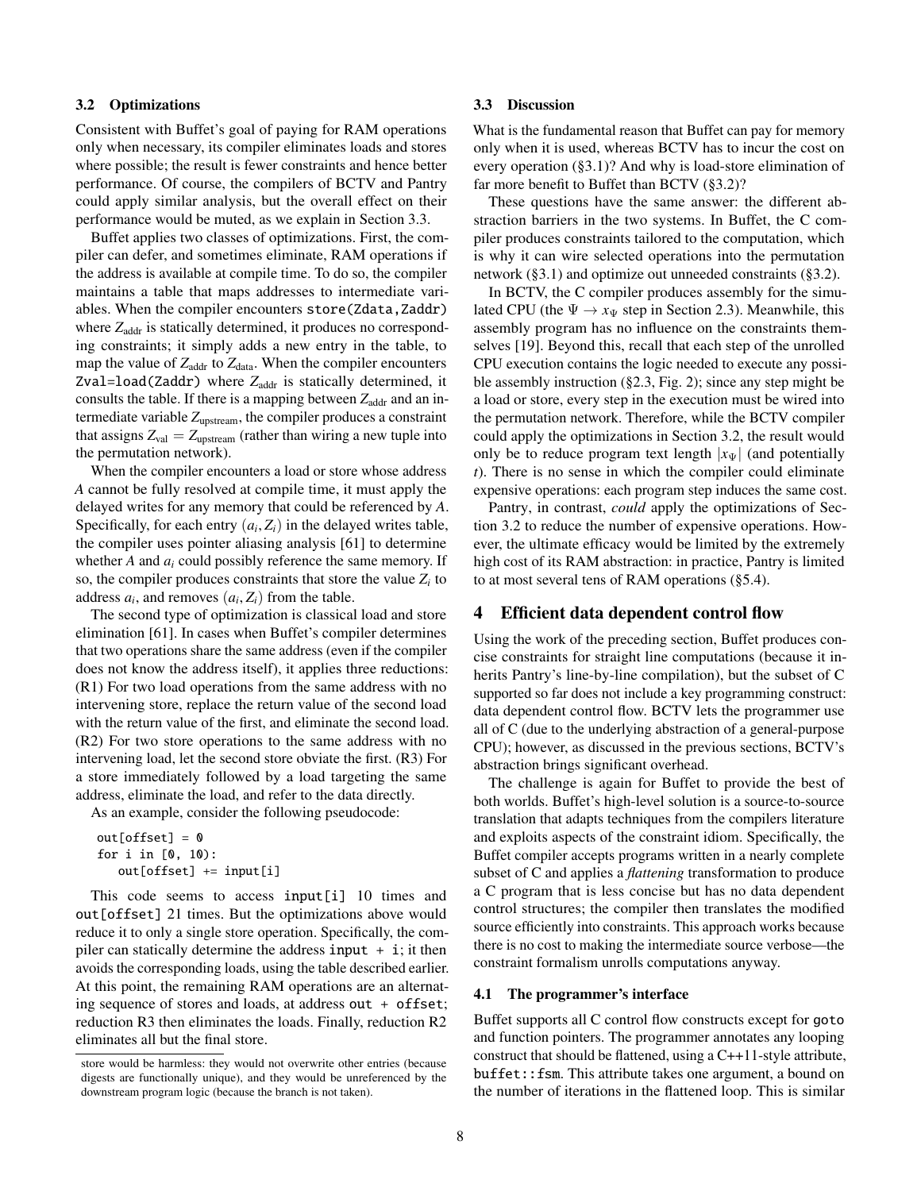### 3.2 Optimizations

Consistent with Buffet's goal of paying for RAM operations only when necessary, its compiler eliminates loads and stores where possible; the result is fewer constraints and hence better performance. Of course, the compilers of BCTV and Pantry could apply similar analysis, but the overall effect on their performance would be muted, as we explain in Section 3.3.

Buffet applies two classes of optimizations. First, the compiler can defer, and sometimes eliminate, RAM operations if the address is available at compile time. To do so, the compiler maintains a table that maps addresses to intermediate variables. When the compiler encounters `store(Zdata,Zaddr)` where $Z_{\text{addr}}$ is statically determined, it produces no corresponding constraints; it simply adds a new entry in the table, to map the value of $Z_{\text{addr}}$ to $Z_{\text{data}}$. When the compiler encounters `Zval=load(Zaddr)` where $Z_{\text{addr}}$ is statically determined, it consults the table. If there is a mapping between $Z_{\text{addr}}$ and an intermediate variable $Z_{\text{upstream}}$, the compiler produces a constraint that assigns $Z_{\text{val}} = Z_{\text{upstream}}$ (rather than wiring a new tuple into the permutation network).

When the compiler encounters a load or store whose address $A$ cannot be fully resolved at compile time, it must apply the delayed writes for any memory that could be referenced by $A$. Specifically, for each entry $(a_i, Z_i)$ in the delayed writes table, the compiler uses pointer aliasing analysis [61] to determine whether $A$ and $a_i$ could possibly reference the same memory. If so, the compiler produces constraints that store the value $Z_i$ to address $a_i$, and removes $(a_i, Z_i)$ from the table.

The second type of optimization is classical load and store elimination [61]. In cases when Buffet's compiler determines that two operations share the same address (even if the compiler does not know the address itself), it applies three reductions: (R1) For two load operations from the same address with no intervening store, replace the return value of the second load with the return value of the first, and eliminate the second load. (R2) For two store operations to the same address with no intervening load, let the second store obviate the first. (R3) For a store immediately followed by a load targeting the same address, eliminate the load, and refer to the data directly.

As an example, consider the following pseudocode:

```
out[offset] = 0
for i in [0, 10):
    out[offset] += input[i]
```

This code seems to access `input[i]` 10 times and `out[offset]` 21 times. But the optimizations above would reduce it to only a single store operation. Specifically, the compiler can statically determine the address `input + i`; it then avoids the corresponding loads, using the table described earlier. At this point, the remaining RAM operations are an alternating sequence of stores and loads, at address `out + offset`; reduction R3 then eliminates the loads. Finally, reduction R2 eliminates all but the final store.

store would be harmless: they would not overwrite other entries (because digests are functionally unique), and they would be unreferenced by the downstream program logic (because the branch is not taken).

### 3.3 Discussion

What is the fundamental reason that Buffet can pay for memory only when it is used, whereas BCTV has to incur the cost on every operation (§3.1)? And why is load-store elimination of far more benefit to Buffet than BCTV (§3.2)?

These questions have the same answer: the different abstraction barriers in the two systems. In Buffet, the C compiler produces constraints tailored to the computation, which is why it can wire selected operations into the permutation network (§3.1) and optimize out unneeded constraints (§3.2).

In BCTV, the C compiler produces assembly for the simulated CPU (the $\Psi \rightarrow x_\Psi$ step in Section 2.3). Meanwhile, this assembly program has no influence on the constraints themselves [19]. Beyond this, recall that each step of the unrolled CPU execution contains the logic needed to execute any possible assembly instruction (§2.3, Fig. 2); since any step might be a load or store, every step in the execution must be wired into the permutation network. Therefore, while the BCTV compiler could apply the optimizations in Section 3.2, the result would only be to reduce program text length $|x_\Psi|$ (and potentially $t$). There is no sense in which the compiler could eliminate expensive operations: each program step induces the same cost.

Pantry, in contrast, *could* apply the optimizations of Section 3.2 to reduce the number of expensive operations. However, the ultimate efficacy would be limited by the extremely high cost of its RAM abstraction: in practice, Pantry is limited to at most several tens of RAM operations (§5.4).

## 4 Efficient data dependent control flow

Using the work of the preceding section, Buffet produces concise constraints for straight line computations (because it inherits Pantry's line-by-line compilation), but the subset of C supported so far does not include a key programming construct: data dependent control flow. BCTV lets the programmer use all of C (due to the underlying abstraction of a general-purpose CPU); however, as discussed in the previous sections, BCTV's abstraction brings significant overhead.

The challenge is again for Buffet to provide the best of both worlds. Buffet's high-level solution is a source-to-source translation that adapts techniques from the compilers literature and exploits aspects of the constraint idiom. Specifically, the Buffet compiler accepts programs written in a nearly complete subset of C and applies a *flattening* transformation to produce a C program that is less concise but has no data dependent control structures; the compiler then translates the modified source efficiently into constraints. This approach works because there is no cost to making the intermediate source verbose—the constraint formalism unrolls computations anyway.

### 4.1 The programmer's interface

Buffet supports all C control flow constructs except for `goto` and function pointers. The programmer annotates any looping construct that should be flattened, using a C++11-style attribute, `buffet::fsm`. This attribute takes one argument, a bound on the number of iterations in the flattened loop. This is similar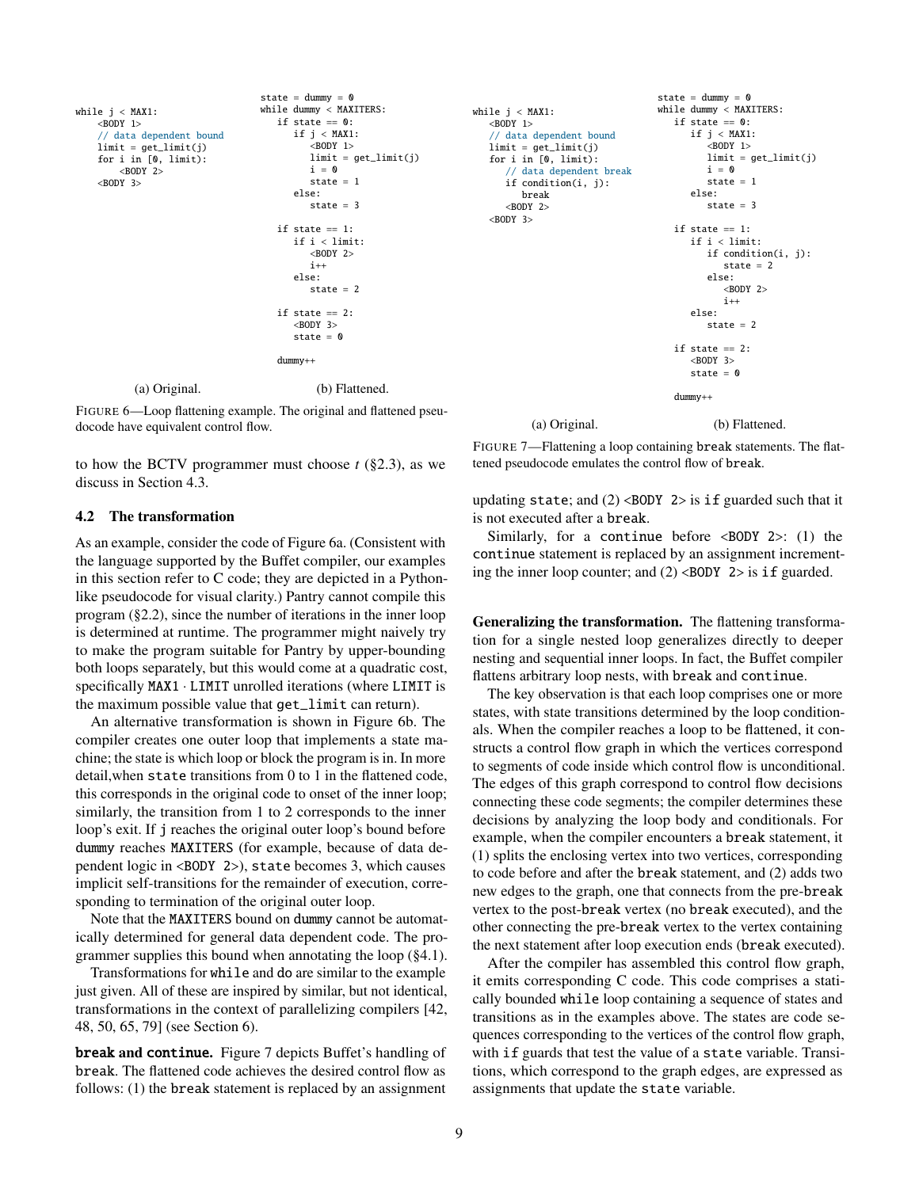```
while j < MAX1:
    <BODY 1>
    // data dependent bound
    limit = get_limit(j)
    for i in [0, limit):
        <BODY 2>
    <BODY 3>
```

(a) Original.

```
state = dummy = 0
while dummy < MAXITERS:
   if state == 0:
      if j < MAX1:
         <BODY 1>
         limit = get_limit(j)
         i = 0
         state = 1
      else:
         state = 3

   if state == 1:
      if i < limit:
         <BODY 2>
         i++
      else:
         state = 2

   if state == 2:
      <BODY 3>
      state = 0

   dummy++
```

(b) Flattened.

FIGURE 6—Loop flattening example. The original and flattened pseudocode have equivalent control flow.

to how the BCTV programmer must choose $t$ (§2.3), as we discuss in Section 4.3.

### 4.2 The transformation

As an example, consider the code of Figure 6a. (Consistent with the language supported by the Buffet compiler, our examples in this section refer to C code; they are depicted in a Python-like pseudocode for visual clarity.) Pantry cannot compile this program (§2.2), since the number of iterations in the inner loop is determined at runtime. The programmer might naively try to make the program suitable for Pantry by upper-bounding both loops separately, but this would come at a quadratic cost, specifically MAX1 · LIMIT unrolled iterations (where LIMIT is the maximum possible value that get_limit can return).

An alternative transformation is shown in Figure 6b. The compiler creates one outer loop that implements a state machine; the state is which loop or block the program is in. In more detail,when state transitions from 0 to 1 in the flattened code, this corresponds in the original code to onset of the inner loop; similarly, the transition from 1 to 2 corresponds to the inner loop's exit. If j reaches the original outer loop's bound before dummy reaches MAXITERS (for example, because of data dependent logic in <BODY 2>), state becomes 3, which causes implicit self-transitions for the remainder of execution, corresponding to termination of the original outer loop.

Note that the MAXITERS bound on dummy cannot be automatically determined for general data dependent code. The programmer supplies this bound when annotating the loop (§4.1).

Transformations for while and do are similar to the example just given. All of these are inspired by similar, but not identical, transformations in the context of parallelizing compilers [42, 48, 50, 65, 79] (see Section 6).

**break and continue.** Figure 7 depicts Buffet's handling of break. The flattened code achieves the desired control flow as follows: (1) the break statement is replaced by an assignment updating state; and (2) <BODY 2> is if guarded such that it is not executed after a break.

Similarly, for a continue before <BODY 2>: (1) the continue statement is replaced by an assignment incrementing the inner loop counter; and (2) <BODY 2> is if guarded.

```
while j < MAX1:
   <BODY 1>
   // data dependent bound
   limit = get_limit(j)
   for i in [0, limit):
      // data dependent break
      if condition(i, j):
         break
      <BODY 2>
   <BODY 3>
```

(a) Original.

```
state = dummy = 0
while dummy < MAXITERS:
   if state == 0:
      if j < MAX1:
         <BODY 1>
         limit = get_limit(j)
         i = 0
         state = 1
      else:
         state = 3

   if state == 1:
      if i < limit:
         if condition(i, j):
            state = 2
         else:
            <BODY 2>
            i++
      else:
         state = 2

   if state == 2:
      <BODY 3>
      state = 0

   dummy++
```

(b) Flattened.

FIGURE 7—Flattening a loop containing break statements. The flattened pseudocode emulates the control flow of break.

**Generalizing the transformation.** The flattening transformation for a single nested loop generalizes directly to deeper nesting and sequential inner loops. In fact, the Buffet compiler flattens arbitrary loop nests, with break and continue.

The key observation is that each loop comprises one or more states, with state transitions determined by the loop conditionals. When the compiler reaches a loop to be flattened, it constructs a control flow graph in which the vertices correspond to segments of code inside which control flow is unconditional. The edges of this graph correspond to control flow decisions connecting these code segments; the compiler determines these decisions by analyzing the loop body and conditionals. For example, when the compiler encounters a break statement, it (1) splits the enclosing vertex into two vertices, corresponding to code before and after the break statement, and (2) adds two new edges to the graph, one that connects from the pre-break vertex to the post-break vertex (no break executed), and the other connecting the pre-break vertex to the vertex containing the next statement after loop execution ends (break executed).

After the compiler has assembled this control flow graph, it emits corresponding C code. This code comprises a statically bounded while loop containing a sequence of states and transitions as in the examples above. The states are code sequences corresponding to the vertices of the control flow graph, with if guards that test the value of a state variable. Transitions, which correspond to the graph edges, are expressed as assignments that update the state variable.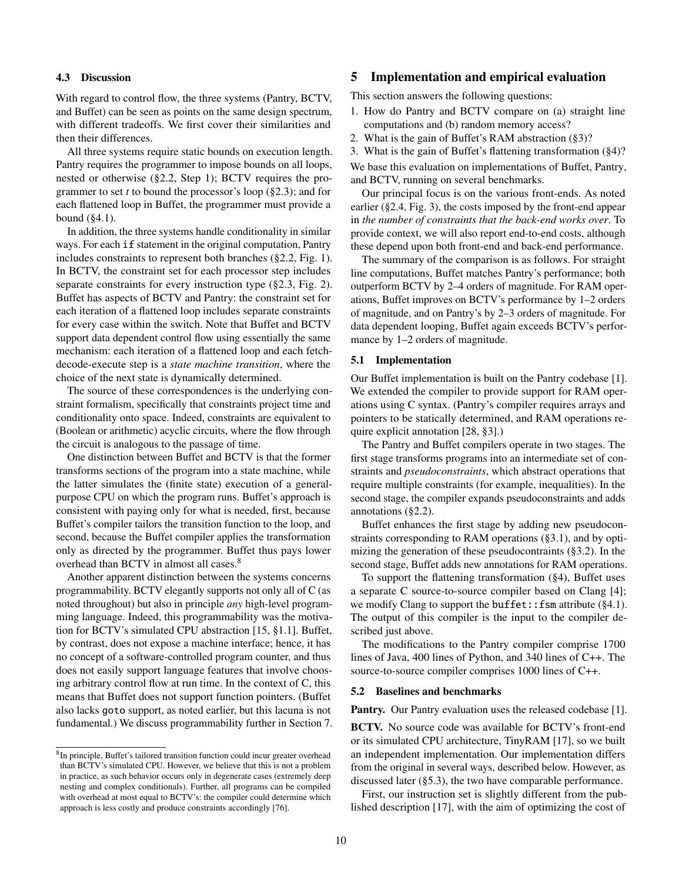### 4.3 Discussion

With regard to control flow, the three systems (Pantry, BCTV, and Buffet) can be seen as points on the same design spectrum, with different tradeoffs. We first cover their similarities and then their differences.

All three systems require static bounds on execution length. Pantry requires the programmer to impose bounds on all loops, nested or otherwise (§2.2, Step 1); BCTV requires the programmer to set $t$ to bound the processor's loop (§2.3); and for each flattened loop in Buffet, the programmer must provide a bound (§4.1).

In addition, the three systems handle conditionality in similar ways. For each `if` statement in the original computation, Pantry includes constraints to represent both branches (§2.2, Fig. 1). In BCTV, the constraint set for each processor step includes separate constraints for every instruction type (§2.3, Fig. 2). Buffet has aspects of BCTV and Pantry: the constraint set for each iteration of a flattened loop includes separate constraints for every case within the switch. Note that Buffet and BCTV support data dependent control flow using essentially the same mechanism: each iteration of a flattened loop and each fetch-decode-execute step is a *state machine transition*, where the choice of the next state is dynamically determined.

The source of these correspondences is the underlying constraint formalism, specifically that constraints project time and conditionality onto space. Indeed, constraints are equivalent to (Boolean or arithmetic) acyclic circuits, where the flow through the circuit is analogous to the passage of time.

One distinction between Buffet and BCTV is that the former transforms sections of the program into a state machine, while the latter simulates the (finite state) execution of a general-purpose CPU on which the program runs. Buffet's approach is consistent with paying only for what is needed, first, because Buffet's compiler tailors the transition function to the loop, and second, because the Buffet compiler applies the transformation only as directed by the programmer. Buffet thus pays lower overhead than BCTV in almost all cases.[8]

Another apparent distinction between the systems concerns programmability. BCTV elegantly supports not only all of C (as noted throughout) but also in principle *any* high-level programming language. Indeed, this programmability was the motivation for BCTV's simulated CPU abstraction [15, §1.1]. Buffet, by contrast, does not expose a machine interface; hence, it has no concept of a software-controlled program counter, and thus does not easily support language features that involve choosing arbitrary control flow at run time. In the context of C, this means that Buffet does not support function pointers. (Buffet also lacks `goto` support, as noted earlier, but this lacuna is not fundamental.) We discuss programmability further in Section 7.

[8] In principle, Buffet's tailored transition function could incur greater overhead than BCTV's simulated CPU. However, we believe that this is not a problem in practice, as such behavior occurs only in degenerate cases (extremely deep nesting and complex conditionals). Further, all programs can be compiled with overhead at most equal to BCTV's: the compiler could determine which approach is less costly and produce constraints accordingly [76].

## 5 Implementation and empirical evaluation

This section answers the following questions:

1. How do Pantry and BCTV compare on (a) straight line computations and (b) random memory access?
2. What is the gain of Buffet's RAM abstraction (§3)?
3. What is the gain of Buffet's flattening transformation (§4)?

We base this evaluation on implementations of Buffet, Pantry, and BCTV, running on several benchmarks.

Our principal focus is on the various front-ends. As noted earlier (§2.4, Fig. 3), the costs imposed by the front-end appear in *the number of constraints that the back-end works over*. To provide context, we will also report end-to-end costs, although these depend upon both front-end and back-end performance.

The summary of the comparison is as follows. For straight line computations, Buffet matches Pantry's performance; both outperform BCTV by 2–4 orders of magnitude. For RAM operations, Buffet improves on BCTV's performance by 1–2 orders of magnitude, and on Pantry's by 2–3 orders of magnitude. For data dependent looping, Buffet again exceeds BCTV's performance by 1–2 orders of magnitude.

### 5.1 Implementation

Our Buffet implementation is built on the Pantry codebase [1]. We extended the compiler to provide support for RAM operations using C syntax. (Pantry's compiler requires arrays and pointers to be statically determined, and RAM operations require explicit annotation [28, §3].)

The Pantry and Buffet compilers operate in two stages. The first stage transforms programs into an intermediate set of constraints and *pseudoconstraints*, which abstract operations that require multiple constraints (for example, inequalities). In the second stage, the compiler expands pseudoconstraints and adds annotations (§2.2).

Buffet enhances the first stage by adding new pseudoconstraints corresponding to RAM operations (§3.1), and by optimizing the generation of these pseudocontraints (§3.2). In the second stage, Buffet adds new annotations for RAM operations.

To support the flattening transformation (§4), Buffet uses a separate C source-to-source compiler based on Clang [4]; we modify Clang to support the `buffet::fsm` attribute (§4.1). The output of this compiler is the input to the compiler described just above.

The modifications to the Pantry compiler comprise 1700 lines of Java, 400 lines of Python, and 340 lines of C++. The source-to-source compiler comprises 1000 lines of C++.

### 5.2 Baselines and benchmarks

**Pantry.** Our Pantry evaluation uses the released codebase [1].

**BCTV.** No source code was available for BCTV's front-end or its simulated CPU architecture, TinyRAM [17], so we built an independent implementation. Our implementation differs from the original in several ways, described below. However, as discussed later (§5.3), the two have comparable performance.

First, our instruction set is slightly different from the published description [17], with the aim of optimizing the cost of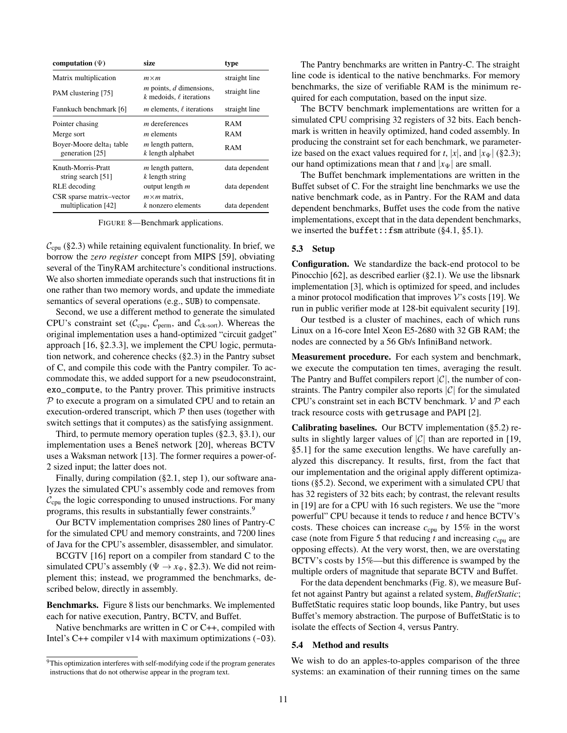| computation ($\Psi$) | size | type |
|---|---|---|
| Matrix multiplication | $m \times m$ | straight line |
| PAM clustering [75] | $m$ points, $d$ dimensions, $k$ medoids, $\ell$ iterations | straight line |
| Fannkuch benchmark [6] | $m$ elements, $\ell$ iterations | straight line |
| Pointer chasing | $m$ dereferences | RAM |
| Merge sort | $m$ elements | RAM |
| Boyer-Moore delta$_1$ table generation [25] | $m$ length pattern, $k$ length alphabet | RAM |
| Knuth-Morris-Pratt string search [51] | $m$ length pattern, $k$ length string | data dependent |
| RLE decoding | output length $m$ | data dependent |
| CSR sparse matrix–vector multiplication [42] | $m \times m$ matrix, $k$ nonzero elements | data dependent |

FIGURE 8—Benchmark applications.

$\mathcal{C}_{\text{cpu}}$ (§2.3) while retaining equivalent functionality. In brief, we borrow the *zero register* concept from MIPS [59], obviating several of the TinyRAM architecture's conditional instructions. We also shorten immediate operands such that instructions fit in one rather than two memory words, and update the immediate semantics of several operations (e.g., SUB) to compensate.

Second, we use a different method to generate the simulated CPU's constraint set ($\mathcal{C}_{\text{cpu}}$, $\mathcal{C}_{\text{perm}}$, and $\mathcal{C}_{\text{ck-sort}}$). Whereas the original implementation uses a hand-optimized "circuit gadget" approach [16, §2.3.3], we implement the CPU logic, permutation network, and coherence checks (§2.3) in the Pantry subset of C, and compile this code with the Pantry compiler. To accommodate this, we added support for a new pseudoconstraint, exo_compute, to the Pantry prover. This primitive instructs $\mathcal{P}$ to execute a program on a simulated CPU and to retain an execution-ordered transcript, which $\mathcal{P}$ then uses (together with switch settings that it computes) as the satisfying assignment.

Third, to permute memory operation tuples (§2.3, §3.1), our implementation uses a Beneš network [20], whereas BCTV uses a Waksman network [13]. The former requires a power-of-2 sized input; the latter does not.

Finally, during compilation (§2.1, step 1), our software analyzes the simulated CPU's assembly code and removes from $\mathcal{C}_{\text{cpu}}$ the logic corresponding to unused instructions. For many programs, this results in substantially fewer constraints.[9]

Our BCTV implementation comprises 280 lines of Pantry-C for the simulated CPU and memory constraints, and 7200 lines of Java for the CPU's assembler, disassembler, and simulator.

BCGTV [16] report on a compiler from standard C to the simulated CPU's assembly ($\Psi \to x_\Psi$, §2.3). We did not reimplement this; instead, we programmed the benchmarks, described below, directly in assembly.

**Benchmarks.** Figure 8 lists our benchmarks. We implemented each for native execution, Pantry, BCTV, and Buffet.

Native benchmarks are written in C or C++, compiled with Intel's C++ compiler v14 with maximum optimizations (-O3).

[9]This optimization interferes with self-modifying code if the program generates instructions that do not otherwise appear in the program text.

The Pantry benchmarks are written in Pantry-C. The straight line code is identical to the native benchmarks. For memory benchmarks, the size of verifiable RAM is the minimum required for each computation, based on the input size.

The BCTV benchmark implementations are written for a simulated CPU comprising 32 registers of 32 bits. Each benchmark is written in heavily optimized, hand coded assembly. In producing the constraint set for each benchmark, we parameterize based on the exact values required for $t$, $|x|$, and $|x_\Psi|$ (§2.3); our hand optimizations mean that $t$ and $|x_\Psi|$ are small.

The Buffet benchmark implementations are written in the Buffet subset of C. For the straight line benchmarks we use the native benchmark code, as in Pantry. For the RAM and data dependent benchmarks, Buffet uses the code from the native implementations, except that in the data dependent benchmarks, we inserted the buffet::fsm attribute (§4.1, §5.1).

### 5.3 Setup

**Configuration.** We standardize the back-end protocol to be Pinocchio [62], as described earlier (§2.1). We use the libsnark implementation [3], which is optimized for speed, and includes a minor protocol modification that improves $\mathcal{V}$'s costs [19]. We run in public verifier mode at 128-bit equivalent security [19].

Our testbed is a cluster of machines, each of which runs Linux on a 16-core Intel Xeon E5-2680 with 32 GB RAM; the nodes are connected by a 56 Gb/s InfiniBand network.

**Measurement procedure.** For each system and benchmark, we execute the computation ten times, averaging the result. The Pantry and Buffet compilers report $|\mathcal{C}|$, the number of constraints. The Pantry compiler also reports $|\mathcal{C}|$ for the simulated CPU's constraint set in each BCTV benchmark. $\mathcal{V}$ and $\mathcal{P}$ each track resource costs with getrusage and PAPI [2].

**Calibrating baselines.** Our BCTV implementation (§5.2) results in slightly larger values of $|\mathcal{C}|$ than are reported in [19, §5.1] for the same execution lengths. We have carefully analyzed this discrepancy. It results, first, from the fact that our implementation and the original apply different optimizations (§5.2). Second, we experiment with a simulated CPU that has 32 registers of 32 bits each; by contrast, the relevant results in [19] are for a CPU with 16 such registers. We use the "more powerful" CPU because it tends to reduce $t$ and hence BCTV's costs. These choices can increase $c_{\text{cpu}}$ by 15% in the worst case (note from Figure 5 that reducing $t$ and increasing $c_{\text{cpu}}$ are opposing effects). At the very worst, then, we are overstating BCTV's costs by 15%—but this difference is swamped by the multiple orders of magnitude that separate BCTV and Buffet.

For the data dependent benchmarks (Fig. 8), we measure Buffet not against Pantry but against a related system, *BuffetStatic*; BuffetStatic requires static loop bounds, like Pantry, but uses Buffet's memory abstraction. The purpose of BuffetStatic is to isolate the effects of Section 4, versus Pantry.

### 5.4 Method and results

We wish to do an apples-to-apples comparison of the three systems: an examination of their running times on the same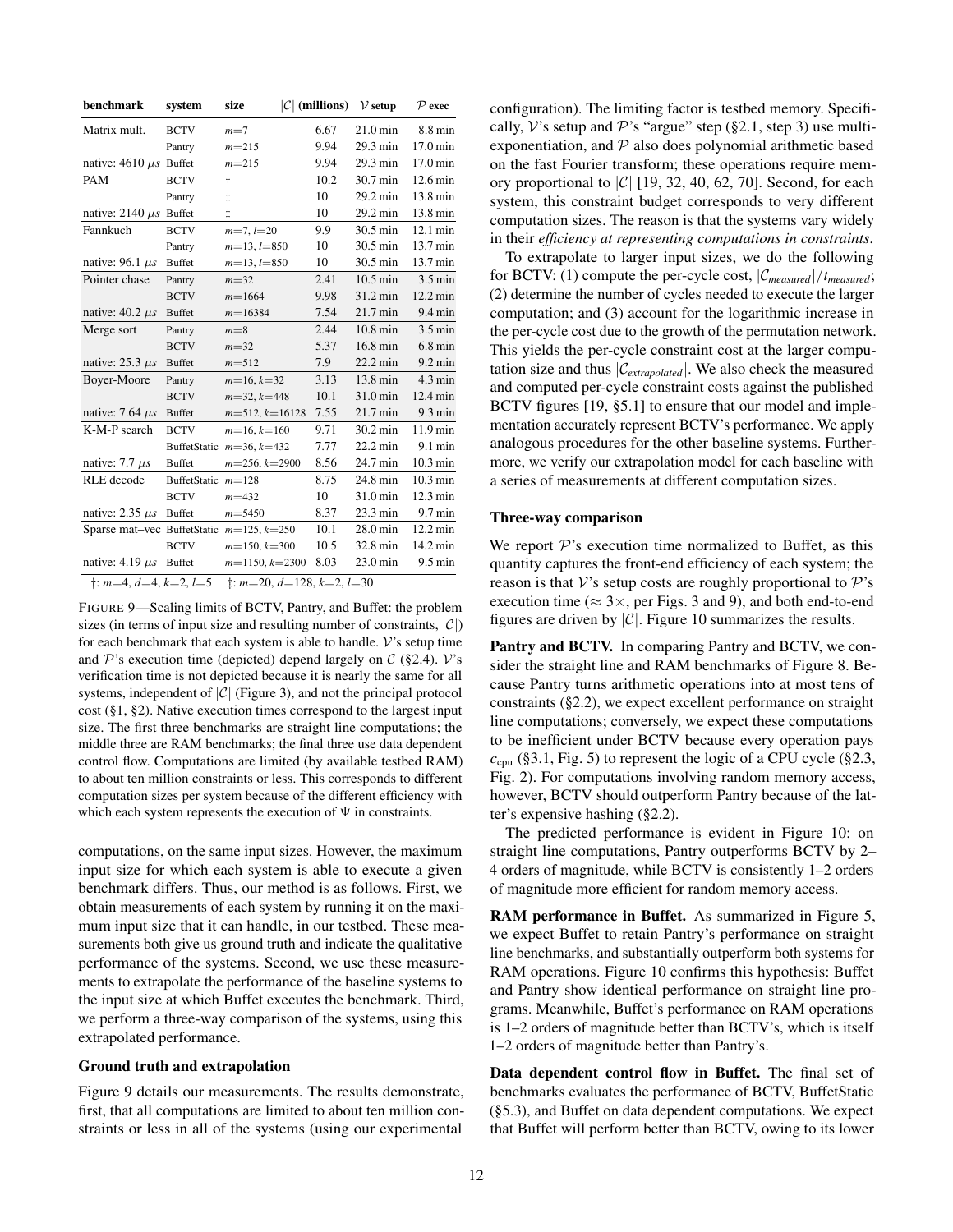| benchmark | system | size | $\|\mathcal{C}\|$ (millions) | $\mathcal{V}$ setup | $\mathcal{P}$ exec |
|---|---|---|---|---|---|
| Matrix mult. | BCTV | $m$=7 | 6.67 | 21.0 min | 8.8 min |
| | Pantry | $m$=215 | 9.94 | 29.3 min | 17.0 min |
| native: 4610 $\mu s$ | Buffet | $m$=215 | 9.94 | 29.3 min | 17.0 min |
| PAM | BCTV | † | 10.2 | 30.7 min | 12.6 min |
| | Pantry | ‡ | 10 | 29.2 min | 13.8 min |
| native: 2140 $\mu s$ | Buffet | ‡ | 10 | 29.2 min | 13.8 min |
| Fannkuch | BCTV | $m$=7, $l$=20 | 9.9 | 30.5 min | 12.1 min |
| | Pantry | $m$=13, $l$=850 | 10 | 30.5 min | 13.7 min |
| native: 96.1 $\mu s$ | Buffet | $m$=13, $l$=850 | 10 | 30.5 min | 13.7 min |
| Pointer chase | Pantry | $m$=32 | 2.41 | 10.5 min | 3.5 min |
| | BCTV | $m$=1664 | 9.98 | 31.2 min | 12.2 min |
| native: 40.2 $\mu s$ | Buffet | $m$=16384 | 7.54 | 21.7 min | 9.4 min |
| Merge sort | Pantry | $m$=8 | 2.44 | 10.8 min | 3.5 min |
| | BCTV | $m$=32 | 5.37 | 16.8 min | 6.8 min |
| native: 25.3 $\mu s$ | Buffet | $m$=512 | 7.9 | 22.2 min | 9.2 min |
| Boyer-Moore | Pantry | $m$=16, $k$=32 | 3.13 | 13.8 min | 4.3 min |
| | BCTV | $m$=32, $k$=448 | 10.1 | 31.0 min | 12.4 min |
| native: 7.64 $\mu s$ | Buffet | $m$=512, $k$=16128 | 7.55 | 21.7 min | 9.3 min |
| K-M-P search | BCTV | $m$=16, $k$=160 | 9.71 | 30.2 min | 11.9 min |
| | BuffetStatic | $m$=36, $k$=432 | 7.77 | 22.2 min | 9.1 min |
| native: 7.7 $\mu s$ | Buffet | $m$=256, $k$=2900 | 8.56 | 24.7 min | 10.3 min |
| RLE decode | BuffetStatic | $m$=128 | 8.75 | 24.8 min | 10.3 min |
| | BCTV | $m$=432 | 10 | 31.0 min | 12.3 min |
| native: 2.35 $\mu s$ | Buffet | $m$=5450 | 8.37 | 23.3 min | 9.7 min |
| Sparse mat–vec | BuffetStatic | $m$=125, $k$=250 | 10.1 | 28.0 min | 12.2 min |
| | BCTV | $m$=150, $k$=300 | 10.5 | 32.8 min | 14.2 min |
| native: 4.19 $\mu s$ | Buffet | $m$=1150, $k$=2300 | 8.03 | 23.0 min | 9.5 min |

†: $m$=4, $d$=4, $k$=2, $l$=5 ‡: $m$=20, $d$=128, $k$=2, $l$=30

FIGURE 9—Scaling limits of BCTV, Pantry, and Buffet: the problem sizes (in terms of input size and resulting number of constraints, $|\mathcal{C}|$) for each benchmark that each system is able to handle. $\mathcal{V}$'s setup time and $\mathcal{P}$'s execution time (depicted) depend largely on $\mathcal{C}$ (§2.4). $\mathcal{V}$'s verification time is not depicted because it is nearly the same for all systems, independent of $|\mathcal{C}|$ (Figure 3), and not the principal protocol cost (§1, §2). Native execution times correspond to the largest input size. The first three benchmarks are straight line computations; the middle three are RAM benchmarks; the final three use data dependent control flow. Computations are limited (by available testbed RAM) to about ten million constraints or less. This corresponds to different computation sizes per system because of the different efficiency with which each system represents the execution of $\Psi$ in constraints.

computations, on the same input sizes. However, the maximum input size for which each system is able to execute a given benchmark differs. Thus, our method is as follows. First, we obtain measurements of each system by running it on the maximum input size that it can handle, in our testbed. These measurements both give us ground truth and indicate the qualitative performance of the systems. Second, we use these measurements to extrapolate the performance of the baseline systems to the input size at which Buffet executes the benchmark. Third, we perform a three-way comparison of the systems, using this extrapolated performance.

### Ground truth and extrapolation

Figure 9 details our measurements. The results demonstrate, first, that all computations are limited to about ten million constraints or less in all of the systems (using our experimental configuration). The limiting factor is testbed memory. Specifically, $\mathcal{V}$'s setup and $\mathcal{P}$'s "argue" step (§2.1, step 3) use multi-exponentiation, and $\mathcal{P}$ also does polynomial arithmetic based on the fast Fourier transform; these operations require memory proportional to $|\mathcal{C}|$ [19, 32, 40, 62, 70]. Second, for each system, this constraint budget corresponds to very different computation sizes. The reason is that the systems vary widely in their *efficiency at representing computations in constraints*.

To extrapolate to larger input sizes, we do the following for BCTV: (1) compute the per-cycle cost, $|\mathcal{C}_{measured}|/t_{measured}$; (2) determine the number of cycles needed to execute the larger computation; and (3) account for the logarithmic increase in the per-cycle cost due to the growth of the permutation network. This yields the per-cycle constraint cost at the larger computation size and thus $|\mathcal{C}_{extrapolated}|$. We also check the measured and computed per-cycle constraint costs against the published BCTV figures [19, §5.1] to ensure that our model and implementation accurately represent BCTV's performance. We apply analogous procedures for the other baseline systems. Furthermore, we verify our extrapolation model for each baseline with a series of measurements at different computation sizes.

### Three-way comparison

We report $\mathcal{P}$'s execution time normalized to Buffet, as this quantity captures the front-end efficiency of each system; the reason is that $\mathcal{V}$'s setup costs are roughly proportional to $\mathcal{P}$'s execution time ($\approx 3\times$, per Figs. 3 and 9), and both end-to-end figures are driven by $|\mathcal{C}|$. Figure 10 summarizes the results.

**Pantry and BCTV.** In comparing Pantry and BCTV, we consider the straight line and RAM benchmarks of Figure 8. Because Pantry turns arithmetic operations into at most tens of constraints (§2.2), we expect excellent performance on straight line computations; conversely, we expect these computations to be inefficient under BCTV because every operation pays $c_{\text{cpu}}$ (§3.1, Fig. 5) to represent the logic of a CPU cycle (§2.3, Fig. 2). For computations involving random memory access, however, BCTV should outperform Pantry because of the latter's expensive hashing (§2.2).

The predicted performance is evident in Figure 10: on straight line computations, Pantry outperforms BCTV by 2–4 orders of magnitude, while BCTV is consistently 1–2 orders of magnitude more efficient for random memory access.

**RAM performance in Buffet.** As summarized in Figure 5, we expect Buffet to retain Pantry's performance on straight line benchmarks, and substantially outperform both systems for RAM operations. Figure 10 confirms this hypothesis: Buffet and Pantry show identical performance on straight line programs. Meanwhile, Buffet's performance on RAM operations is 1–2 orders of magnitude better than BCTV's, which is itself 1–2 orders of magnitude better than Pantry's.

**Data dependent control flow in Buffet.** The final set of benchmarks evaluates the performance of BCTV, BuffetStatic (§5.3), and Buffet on data dependent computations. We expect that Buffet will perform better than BCTV, owing to its lower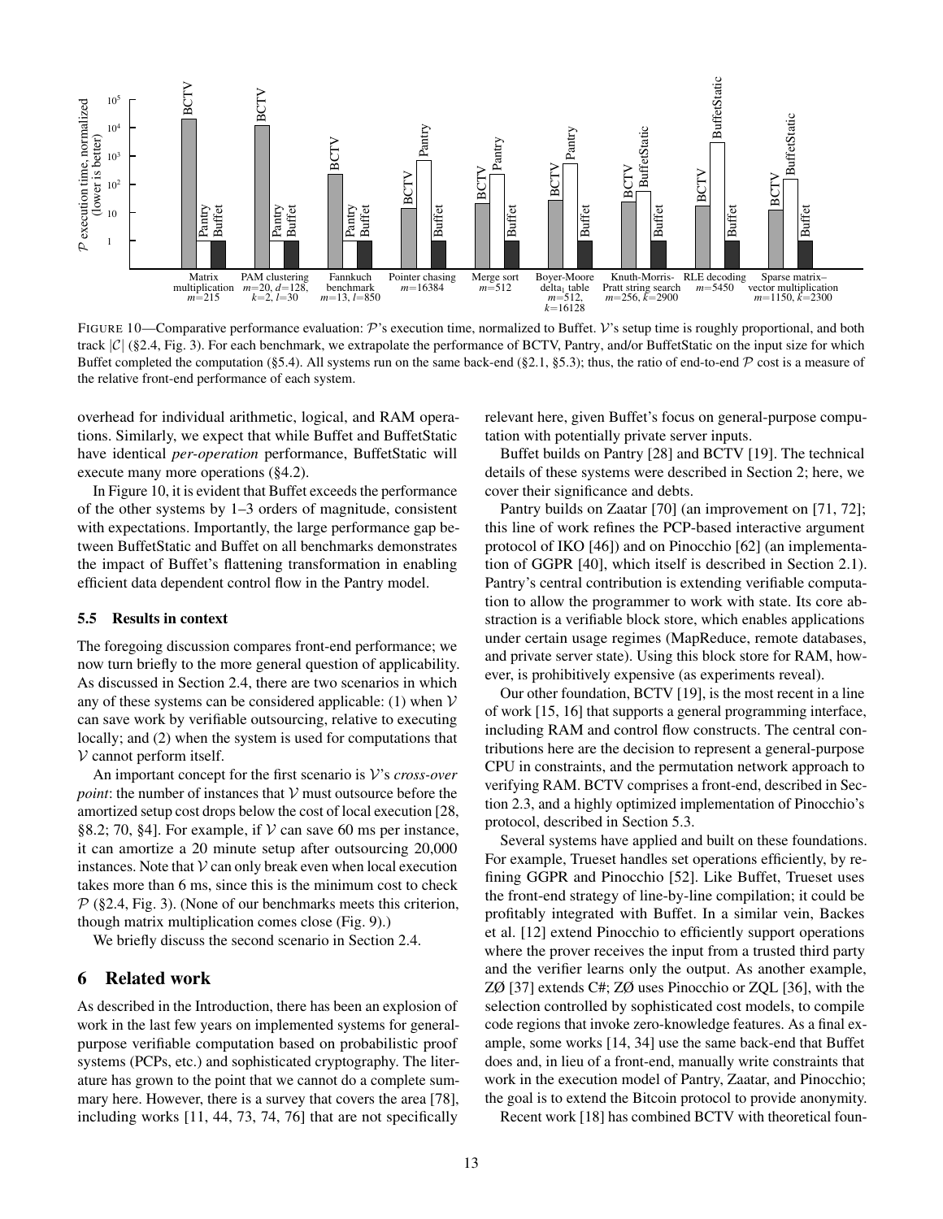FIGURE 10—Comparative performance evaluation: $\mathcal{P}$'s execution time, normalized to Buffet. $\mathcal{V}$'s setup time is roughly proportional, and both track $|\mathcal{C}|$ (§2.4, Fig. 3). For each benchmark, we extrapolate the performance of BCTV, Pantry, and/or BuffetStatic on the input size for which Buffet completed the computation (§5.4). All systems run on the same back-end (§2.1, §5.3); thus, the ratio of end-to-end $\mathcal{P}$ cost is a measure of the relative front-end performance of each system.

overhead for individual arithmetic, logical, and RAM operations. Similarly, we expect that while Buffet and BuffetStatic have identical *per-operation* performance, BuffetStatic will execute many more operations (§4.2).

In Figure 10, it is evident that Buffet exceeds the performance of the other systems by 1–3 orders of magnitude, consistent with expectations. Importantly, the large performance gap between BuffetStatic and Buffet on all benchmarks demonstrates the impact of Buffet's flattening transformation in enabling efficient data dependent control flow in the Pantry model.

### 5.5 Results in context

The foregoing discussion compares front-end performance; we now turn briefly to the more general question of applicability. As discussed in Section 2.4, there are two scenarios in which any of these systems can be considered applicable: (1) when $\mathcal{V}$ can save work by verifiable outsourcing, relative to executing locally; and (2) when the system is used for computations that $\mathcal{V}$ cannot perform itself.

An important concept for the first scenario is $\mathcal{V}$'s *cross-over point*: the number of instances that $\mathcal{V}$ must outsource before the amortized setup cost drops below the cost of local execution [28, §8.2; 70, §4]. For example, if $\mathcal{V}$ can save 60 ms per instance, it can amortize a 20 minute setup after outsourcing 20,000 instances. Note that $\mathcal{V}$ can only break even when local execution takes more than 6 ms, since this is the minimum cost to check $\mathcal{P}$ (§2.4, Fig. 3). (None of our benchmarks meets this criterion, though matrix multiplication comes close (Fig. 9).)

We briefly discuss the second scenario in Section 2.4.

## 6 Related work

As described in the Introduction, there has been an explosion of work in the last few years on implemented systems for general-purpose verifiable computation based on probabilistic proof systems (PCPs, etc.) and sophisticated cryptography. The literature has grown to the point that we cannot do a complete summary here. However, there is a survey that covers the area [78], including works [11, 44, 73, 74, 76] that are not specifically relevant here, given Buffet's focus on general-purpose computation with potentially private server inputs.

Buffet builds on Pantry [28] and BCTV [19]. The technical details of these systems were described in Section 2; here, we cover their significance and debts.

Pantry builds on Zaatar [70] (an improvement on [71, 72]; this line of work refines the PCP-based interactive argument protocol of IKO [46]) and on Pinocchio [62] (an implementation of GGPR [40], which itself is described in Section 2.1). Pantry's central contribution is extending verifiable computation to allow the programmer to work with state. Its core abstraction is a verifiable block store, which enables applications under certain usage regimes (MapReduce, remote databases, and private server state). Using this block store for RAM, however, is prohibitively expensive (as experiments reveal).

Our other foundation, BCTV [19], is the most recent in a line of work [15, 16] that supports a general programming interface, including RAM and control flow constructs. The central contributions here are the decision to represent a general-purpose CPU in constraints, and the permutation network approach to verifying RAM. BCTV comprises a front-end, described in Section 2.3, and a highly optimized implementation of Pinocchio's protocol, described in Section 5.3.

Several systems have applied and built on these foundations. For example, Trueset handles set operations efficiently, by refining GGPR and Pinocchio [52]. Like Buffet, Trueset uses the front-end strategy of line-by-line compilation; it could be profitably integrated with Buffet. In a similar vein, Backes et al. [12] extend Pinocchio to efficiently support operations where the prover receives the input from a trusted third party and the verifier learns only the output. As another example, ZØ [37] extends C#; ZØ uses Pinocchio or ZQL [36], with the selection controlled by sophisticated cost models, to compile code regions that invoke zero-knowledge features. As a final example, some works [14, 34] use the same back-end that Buffet does and, in lieu of a front-end, manually write constraints that work in the execution model of Pantry, Zaatar, and Pinocchio; the goal is to extend the Bitcoin protocol to provide anonymity.

Recent work [18] has combined BCTV with theoretical foun-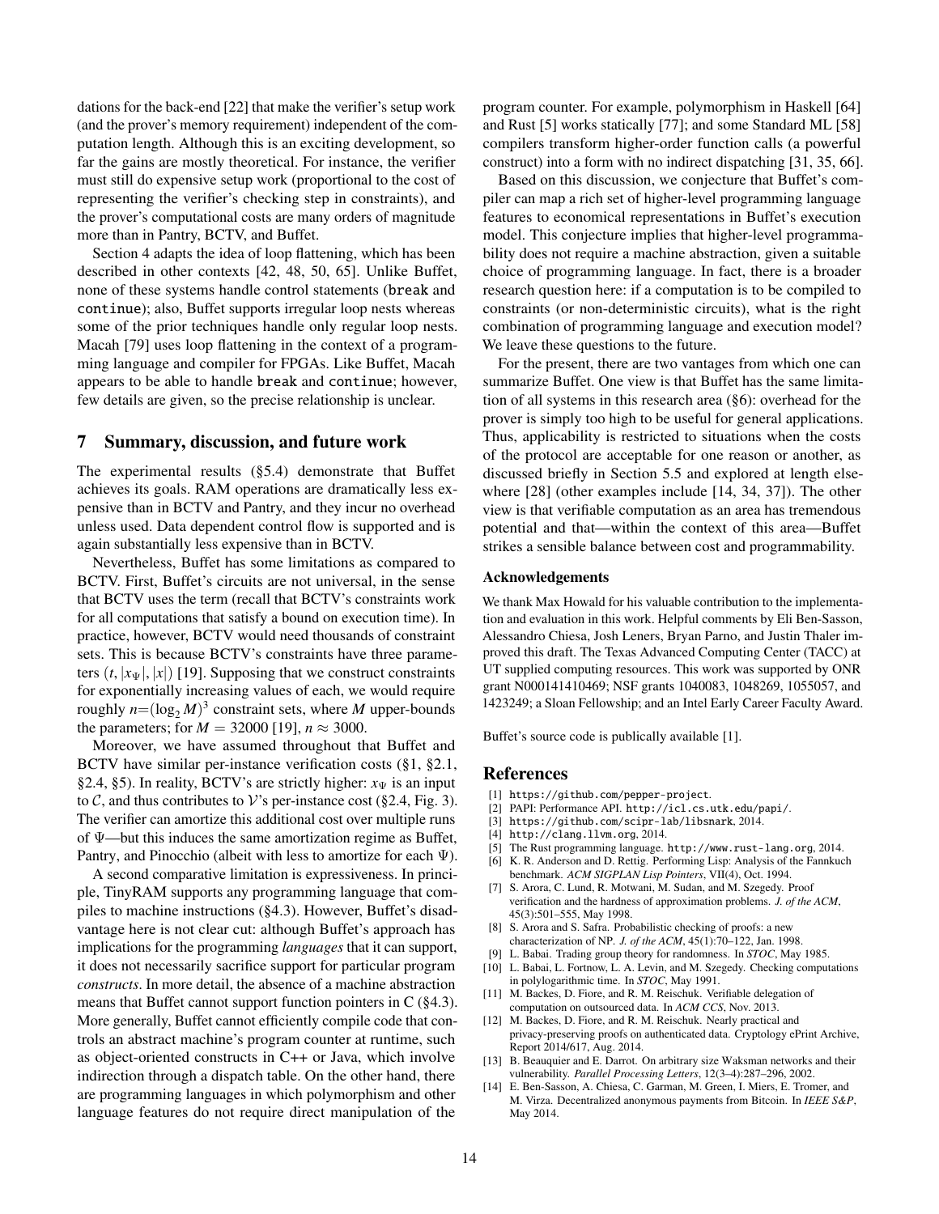dations for the back-end [22] that make the verifier's setup work (and the prover's memory requirement) independent of the computation length. Although this is an exciting development, so far the gains are mostly theoretical. For instance, the verifier must still do expensive setup work (proportional to the cost of representing the verifier's checking step in constraints), and the prover's computational costs are many orders of magnitude more than in Pantry, BCTV, and Buffet.

Section 4 adapts the idea of loop flattening, which has been described in other contexts [42, 48, 50, 65]. Unlike Buffet, none of these systems handle control statements (`break` and `continue`); also, Buffet supports irregular loop nests whereas some of the prior techniques handle only regular loop nests. Macah [79] uses loop flattening in the context of a programming language and compiler for FPGAs. Like Buffet, Macah appears to be able to handle `break` and `continue`; however, few details are given, so the precise relationship is unclear.

## 7 Summary, discussion, and future work

The experimental results (§5.4) demonstrate that Buffet achieves its goals. RAM operations are dramatically less expensive than in BCTV and Pantry, and they incur no overhead unless used. Data dependent control flow is supported and is again substantially less expensive than in BCTV.

Nevertheless, Buffet has some limitations as compared to BCTV. First, Buffet's circuits are not universal, in the sense that BCTV uses the term (recall that BCTV's constraints work for all computations that satisfy a bound on execution time). In practice, however, BCTV would need thousands of constraint sets. This is because BCTV's constraints have three parameters $(t, |x_\Psi|, |x|)$ [19]. Supposing that we construct constraints for exponentially increasing values of each, we would require roughly $n{=}(\log_2 M)^3$ constraint sets, where $M$ upper-bounds the parameters; for $M = 32000$ [19], $n \approx 3000$.

Moreover, we have assumed throughout that Buffet and BCTV have similar per-instance verification costs (§1, §2.1, §2.4, §5). In reality, BCTV's are strictly higher: $x_\Psi$ is an input to $\mathcal{C}$, and thus contributes to $\mathcal{V}$'s per-instance cost (§2.4, Fig. 3). The verifier can amortize this additional cost over multiple runs of $\Psi$—but this induces the same amortization regime as Buffet, Pantry, and Pinocchio (albeit with less to amortize for each $\Psi$).

A second comparative limitation is expressiveness. In principle, TinyRAM supports any programming language that compiles to machine instructions (§4.3). However, Buffet's disadvantage here is not clear cut: although Buffet's approach has implications for the programming *languages* that it can support, it does not necessarily sacrifice support for particular program *constructs*. In more detail, the absence of a machine abstraction means that Buffet cannot support function pointers in C (§4.3). More generally, Buffet cannot efficiently compile code that controls an abstract machine's program counter at runtime, such as object-oriented constructs in C++ or Java, which involve indirection through a dispatch table. On the other hand, there are programming languages in which polymorphism and other language features do not require direct manipulation of the program counter. For example, polymorphism in Haskell [64] and Rust [5] works statically [77]; and some Standard ML [58] compilers transform higher-order function calls (a powerful construct) into a form with no indirect dispatching [31, 35, 66].

Based on this discussion, we conjecture that Buffet's compiler can map a rich set of higher-level programming language features to economical representations in Buffet's execution model. This conjecture implies that higher-level programmability does not require a machine abstraction, given a suitable choice of programming language. In fact, there is a broader research question here: if a computation is to be compiled to constraints (or non-deterministic circuits), what is the right combination of programming language and execution model? We leave these questions to the future.

For the present, there are two vantages from which one can summarize Buffet. One view is that Buffet has the same limitation of all systems in this research area (§6): overhead for the prover is simply too high to be useful for general applications. Thus, applicability is restricted to situations when the costs of the protocol are acceptable for one reason or another, as discussed briefly in Section 5.5 and explored at length elsewhere [28] (other examples include [14, 34, 37]). The other view is that verifiable computation as an area has tremendous potential and that—within the context of this area—Buffet strikes a sensible balance between cost and programmability.

### Acknowledgements

We thank Max Howald for his valuable contribution to the implementation and evaluation in this work. Helpful comments by Eli Ben-Sasson, Alessandro Chiesa, Josh Leners, Bryan Parno, and Justin Thaler improved this draft. The Texas Advanced Computing Center (TACC) at UT supplied computing resources. This work was supported by ONR grant N000141410469; NSF grants 1040083, 1048269, 1055057, and 1423249; a Sloan Fellowship; and an Intel Early Career Faculty Award.

Buffet's source code is publically available [1].

## References

[1] https://github.com/pepper-project.

[2] PAPI: Performance API. http://icl.cs.utk.edu/papi/.

[3] https://github.com/scipr-lab/libsnark, 2014.

[4] http://clang.llvm.org, 2014.

[5] The Rust programming language. http://www.rust-lang.org, 2014.

[6] K. R. Anderson and D. Rettig. Performing Lisp: Analysis of the Fannkuch benchmark. *ACM SIGPLAN Lisp Pointers*, VII(4), Oct. 1994.

[7] S. Arora, C. Lund, R. Motwani, M. Sudan, and M. Szegedy. Proof verification and the hardness of approximation problems. *J. of the ACM*, 45(3):501–555, May 1998.

[8] S. Arora and S. Safra. Probabilistic checking of proofs: a new characterization of NP. *J. of the ACM*, 45(1):70–122, Jan. 1998.

[9] L. Babai. Trading group theory for randomness. In *STOC*, May 1985.

[10] L. Babai, L. Fortnow, L. A. Levin, and M. Szegedy. Checking computations in polylogarithmic time. In *STOC*, May 1991.

[11] M. Backes, D. Fiore, and R. M. Reischuk. Verifiable delegation of computation on outsourced data. In *ACM CCS*, Nov. 2013.

[12] M. Backes, D. Fiore, and R. M. Reischuk. Nearly practical and privacy-preserving proofs on authenticated data. Cryptology ePrint Archive, Report 2014/617, Aug. 2014.

[13] B. Beauquier and E. Darrot. On arbitrary size Waksman networks and their vulnerability. *Parallel Processing Letters*, 12(3–4):287–296, 2002.

[14] E. Ben-Sasson, A. Chiesa, C. Garman, M. Green, I. Miers, E. Tromer, and M. Virza. Decentralized anonymous payments from Bitcoin. In *IEEE S&P*, May 2014.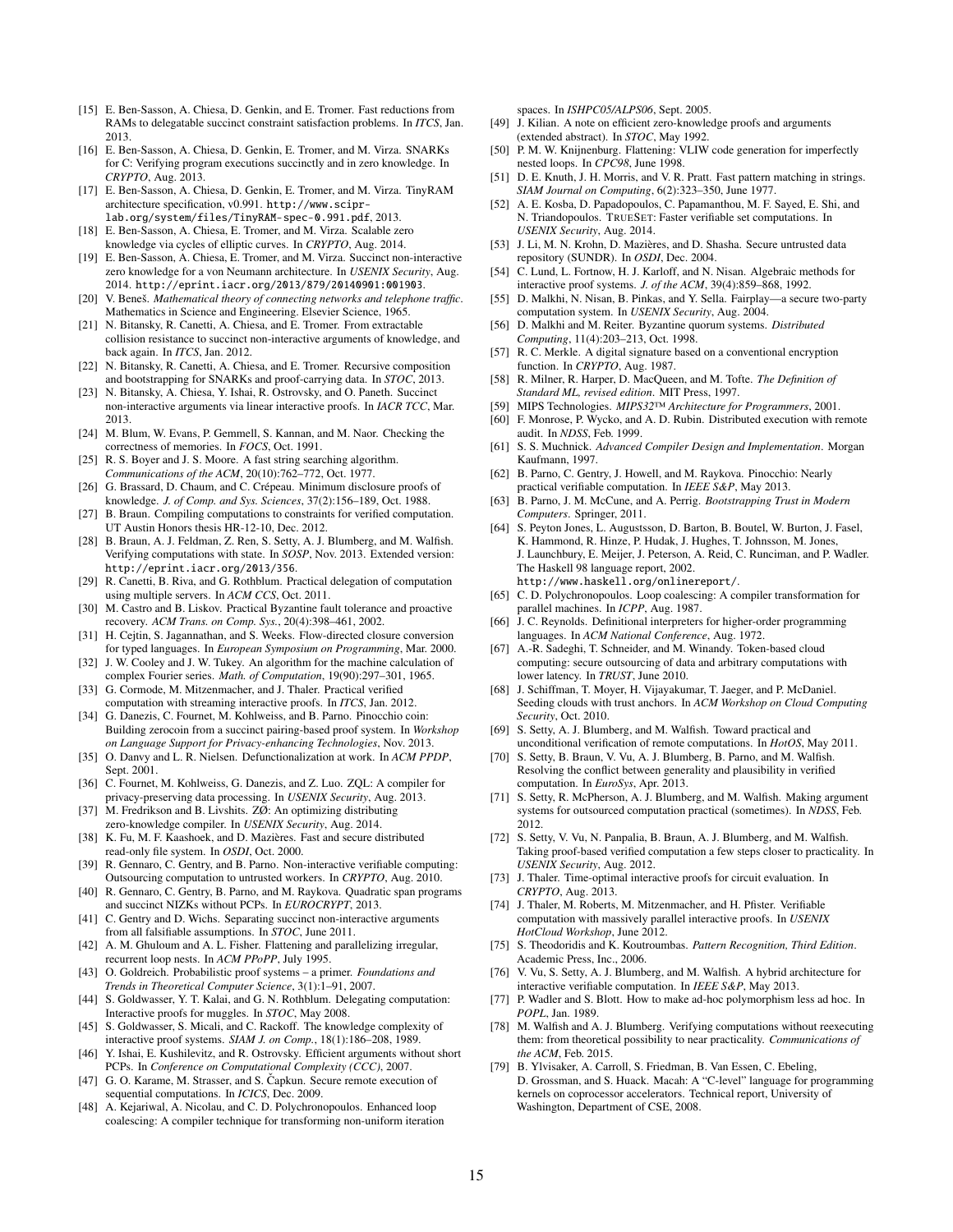[15] E. Ben-Sasson, A. Chiesa, D. Genkin, and E. Tromer. Fast reductions from RAMs to delegatable succinct constraint satisfaction problems. In *ITCS*, Jan. 2013.

[16] E. Ben-Sasson, A. Chiesa, D. Genkin, E. Tromer, and M. Virza. SNARKs for C: Verifying program executions succinctly and in zero knowledge. In *CRYPTO*, Aug. 2013.

[17] E. Ben-Sasson, A. Chiesa, D. Genkin, E. Tromer, and M. Virza. TinyRAM architecture specification, v0.991. http://www.scipr-lab.org/system/files/TinyRAM-spec-0.991.pdf, 2013.

[18] E. Ben-Sasson, A. Chiesa, E. Tromer, and M. Virza. Scalable zero knowledge via cycles of elliptic curves. In *CRYPTO*, Aug. 2014.

[19] E. Ben-Sasson, A. Chiesa, E. Tromer, and M. Virza. Succinct non-interactive zero knowledge for a von Neumann architecture. In *USENIX Security*, Aug. 2014. http://eprint.iacr.org/2013/879/20140901:001903.

[20] V. Beneš. *Mathematical theory of connecting networks and telephone traffic*. Mathematics in Science and Engineering. Elsevier Science, 1965.

[21] N. Bitansky, R. Canetti, A. Chiesa, and E. Tromer. From extractable collision resistance to succinct non-interactive arguments of knowledge, and back again. In *ITCS*, Jan. 2012.

[22] N. Bitansky, R. Canetti, A. Chiesa, and E. Tromer. Recursive composition and bootstrapping for SNARKs and proof-carrying data. In *STOC*, 2013.

[23] N. Bitansky, A. Chiesa, Y. Ishai, R. Ostrovsky, and O. Paneth. Succinct non-interactive arguments via linear interactive proofs. In *IACR TCC*, Mar. 2013.

[24] M. Blum, W. Evans, P. Gemmell, S. Kannan, and M. Naor. Checking the correctness of memories. In *FOCS*, Oct. 1991.

[25] R. S. Boyer and J. S. Moore. A fast string searching algorithm. *Communications of the ACM*, 20(10):762–772, Oct. 1977.

[26] G. Brassard, D. Chaum, and C. Crépeau. Minimum disclosure proofs of knowledge. *J. of Comp. and Sys. Sciences*, 37(2):156–189, Oct. 1988.

[27] B. Braun. Compiling computations to constraints for verified computation. UT Austin Honors thesis HR-12-10, Dec. 2012.

[28] B. Braun, A. J. Feldman, Z. Ren, S. Setty, A. J. Blumberg, and M. Walfish. Verifying computations with state. In *SOSP*, Nov. 2013. Extended version: http://eprint.iacr.org/2013/356.

[29] R. Canetti, B. Riva, and G. Rothblum. Practical delegation of computation using multiple servers. In *ACM CCS*, Oct. 2011.

[30] M. Castro and B. Liskov. Practical Byzantine fault tolerance and proactive recovery. *ACM Trans. on Comp. Sys.*, 20(4):398–461, 2002.

[31] H. Cejtin, S. Jagannathan, and S. Weeks. Flow-directed closure conversion for typed languages. In *European Symposium on Programming*, Mar. 2000.

[32] J. W. Cooley and J. W. Tukey. An algorithm for the machine calculation of complex Fourier series. *Math. of Computation*, 19(90):297–301, 1965.

[33] G. Cormode, M. Mitzenmacher, and J. Thaler. Practical verified computation with streaming interactive proofs. In *ITCS*, Jan. 2012.

[34] G. Danezis, C. Fournet, M. Kohlweiss, and B. Parno. Pinocchio coin: Building zerocoin from a succinct pairing-based proof system. In *Workshop on Language Support for Privacy-enhancing Technologies*, Nov. 2013.

[35] O. Danvy and L. R. Nielsen. Defunctionalization at work. In *ACM PPDP*, Sept. 2001.

[36] C. Fournet, M. Kohlweiss, G. Danezis, and Z. Luo. ZQL: A compiler for privacy-preserving data processing. In *USENIX Security*, Aug. 2013.

[37] M. Fredrikson and B. Livshits. ZØ: An optimizing distributing zero-knowledge compiler. In *USENIX Security*, Aug. 2014.

[38] K. Fu, M. F. Kaashoek, and D. Mazières. Fast and secure distributed read-only file system. In *OSDI*, Oct. 2000.

[39] R. Gennaro, C. Gentry, and B. Parno. Non-interactive verifiable computing: Outsourcing computation to untrusted workers. In *CRYPTO*, Aug. 2010.

[40] R. Gennaro, C. Gentry, B. Parno, and M. Raykova. Quadratic span programs and succinct NIZKs without PCPs. In *EUROCRYPT*, 2013.

[41] C. Gentry and D. Wichs. Separating succinct non-interactive arguments from all falsifiable assumptions. In *STOC*, June 2011.

[42] A. M. Ghuloum and A. L. Fisher. Flattening and parallelizing irregular, recurrent loop nests. In *ACM PPoPP*, July 1995.

[43] O. Goldreich. Probabilistic proof systems – a primer. *Foundations and Trends in Theoretical Computer Science*, 3(1):1–91, 2007.

[44] S. Goldwasser, Y. T. Kalai, and G. N. Rothblum. Delegating computation: Interactive proofs for muggles. In *STOC*, May 2008.

[45] S. Goldwasser, S. Micali, and C. Rackoff. The knowledge complexity of interactive proof systems. *SIAM J. on Comp.*, 18(1):186–208, 1989.

[46] Y. Ishai, E. Kushilevitz, and R. Ostrovsky. Efficient arguments without short PCPs. In *Conference on Computational Complexity (CCC)*, 2007.

[47] G. O. Karame, M. Strasser, and S. Čapkun. Secure remote execution of sequential computations. In *ICICS*, Dec. 2009.

[48] A. Kejariwal, A. Nicolau, and C. D. Polychronopoulos. Enhanced loop coalescing: A compiler technique for transforming non-uniform iteration spaces. In *ISHPC05/ALPS06*, Sept. 2005.

[49] J. Kilian. A note on efficient zero-knowledge proofs and arguments (extended abstract). In *STOC*, May 1992.

[50] P. M. W. Knijnenburg. Flattening: VLIW code generation for imperfectly nested loops. In *CPC98*, June 1998.

[51] D. E. Knuth, J. H. Morris, and V. R. Pratt. Fast pattern matching in strings. *SIAM Journal on Computing*, 6(2):323–350, June 1977.

[52] A. E. Kosba, D. Papadopoulos, C. Papamanthou, M. F. Sayed, E. Shi, and N. Triandopoulos. TRUESET: Faster verifiable set computations. In *USENIX Security*, Aug. 2014.

[53] J. Li, M. N. Krohn, D. Mazières, and D. Shasha. Secure untrusted data repository (SUNDR). In *OSDI*, Dec. 2004.

[54] C. Lund, L. Fortnow, H. J. Karloff, and N. Nisan. Algebraic methods for interactive proof systems. *J. of the ACM*, 39(4):859–868, 1992.

[55] D. Malkhi, N. Nisan, B. Pinkas, and Y. Sella. Fairplay—a secure two-party computation system. In *USENIX Security*, Aug. 2004.

[56] D. Malkhi and M. Reiter. Byzantine quorum systems. *Distributed Computing*, 11(4):203–213, Oct. 1998.

[57] R. C. Merkle. A digital signature based on a conventional encryption function. In *CRYPTO*, Aug. 1987.

[58] R. Milner, R. Harper, D. MacQueen, and M. Tofte. *The Definition of Standard ML, revised edition*. MIT Press, 1997.

[59] MIPS Technologies. *MIPS32™ Architecture for Programmers*, 2001.

[60] F. Monrose, P. Wycko, and A. D. Rubin. Distributed execution with remote audit. In *NDSS*, Feb. 1999.

[61] S. S. Muchnick. *Advanced Compiler Design and Implementation*. Morgan Kaufmann, 1997.

[62] B. Parno, C. Gentry, J. Howell, and M. Raykova. Pinocchio: Nearly practical verifiable computation. In *IEEE S&P*, May 2013.

[63] B. Parno, J. M. McCune, and A. Perrig. *Bootstrapping Trust in Modern Computers*. Springer, 2011.

[64] S. Peyton Jones, L. Augustsson, D. Barton, B. Boutel, W. Burton, J. Fasel, K. Hammond, R. Hinze, P. Hudak, J. Hughes, T. Johnsson, M. Jones, J. Launchbury, E. Meijer, J. Peterson, A. Reid, C. Runciman, and P. Wadler. The Haskell 98 language report, 2002. http://www.haskell.org/onlinereport/.

[65] C. D. Polychronopoulos. Loop coalescing: A compiler transformation for parallel machines. In *ICPP*, Aug. 1987.

[66] J. C. Reynolds. Definitional interpreters for higher-order programming languages. In *ACM National Conference*, Aug. 1972.

[67] A.-R. Sadeghi, T. Schneider, and M. Winandy. Token-based cloud computing: secure outsourcing of data and arbitrary computations with lower latency. In *TRUST*, June 2010.

[68] J. Schiffman, T. Moyer, H. Vijayakumar, T. Jaeger, and P. McDaniel. Seeding clouds with trust anchors. In *ACM Workshop on Cloud Computing Security*, Oct. 2010.

[69] S. Setty, A. J. Blumberg, and M. Walfish. Toward practical and unconditional verification of remote computations. In *HotOS*, May 2011.

[70] S. Setty, B. Braun, V. Vu, A. J. Blumberg, B. Parno, and M. Walfish. Resolving the conflict between generality and plausibility in verified computation. In *EuroSys*, Apr. 2013.

[71] S. Setty, R. McPherson, A. J. Blumberg, and M. Walfish. Making argument systems for outsourced computation practical (sometimes). In *NDSS*, Feb. 2012.

[72] S. Setty, V. Vu, N. Panpalia, B. Braun, A. J. Blumberg, and M. Walfish. Taking proof-based verified computation a few steps closer to practicality. In *USENIX Security*, Aug. 2012.

[73] J. Thaler. Time-optimal interactive proofs for circuit evaluation. In *CRYPTO*, Aug. 2013.

[74] J. Thaler, M. Roberts, M. Mitzenmacher, and H. Pfister. Verifiable computation with massively parallel interactive proofs. In *USENIX HotCloud Workshop*, June 2012.

[75] S. Theodoridis and K. Koutroumbas. *Pattern Recognition, Third Edition*. Academic Press, Inc., 2006.

[76] V. Vu, S. Setty, A. J. Blumberg, and M. Walfish. A hybrid architecture for interactive verifiable computation. In *IEEE S&P*, May 2013.

[77] P. Wadler and S. Blott. How to make ad-hoc polymorphism less ad hoc. In *POPL*, Jan. 1989.

[78] M. Walfish and A. J. Blumberg. Verifying computations without reexecuting them: from theoretical possibility to near practicality. *Communications of the ACM*, Feb. 2015.

[79] B. Ylvisaker, A. Carroll, S. Friedman, B. Van Essen, C. Ebeling, D. Grossman, and S. Huack. Macah: A "C-level" language for programming kernels on coprocessor accelerators. Technical report, University of Washington, Department of CSE, 2008.